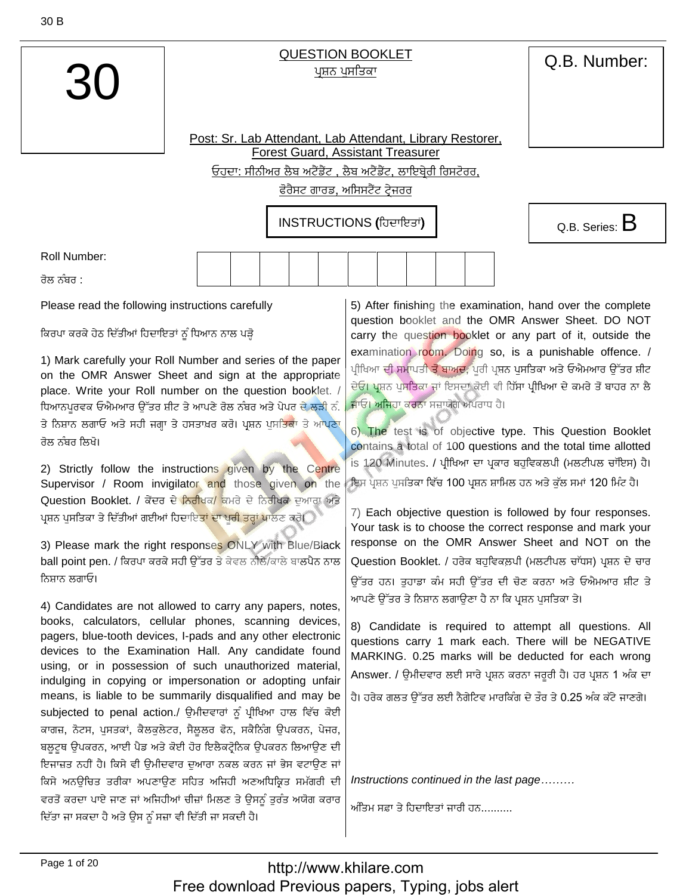30

# QUESTION BOOKLET

ਪ੍ਰਸ਼ਨ ਪੁਸਤਿਕਾ

Q.B. Number:

Post: Sr. Lab Attendant, Lab Attendant, Library Restorer, Forest Guard, Assistant Treasurer

ਓਹਦਾ: ਸੀਨੀਅਰ ਲੈਬ ਅਟੈਂਡੈਂਟ , ਲੈਬ ਅਟੈਂਡੈਂਟ, ਲਾਇਬ੍ਰੇਰੀ ਰਿਸਟੋਰਰ, ਫੋਰੈਸਟ ਗਾਰਡ, ਅਸਿਸਟੈਂਟ ਟ੍ਰੇਜਰਰ

## INSTRUCTIONS (ਹਿਦਾਇਤਾਂ)

Q.B. Series: B

Roll Number:

ਰੋਲ ਨੰਬਰ :

| | | | | | | | | | |
|---|---|---|---|---|---|---|---|---|---|
| | | | | | | | | | |

Please read the following instructions carefully

ਕਿਰਪਾ ਕਰਕੇ ਹੇਠ ਦਿੱਤੀਆਂ ਹਿਦਾਇਤਾਂ ਨੂੰ ਧਿਆਨ ਨਾਲ ਪੜ੍ਹੋ

1) Mark carefully your Roll Number and series of the paper on the OMR Answer Sheet and sign at the appropriate place. Write your Roll number on the question booklet. / ਧਿਆਨਪੂਰਵਕ ਓਐਮਆਰ ਉੱਤਰ ਸ਼ੀਟ ਤੇ ਆਪਣੇ ਰੋਲ ਨੰਬਰ ਅਤੇ ਪੇਪਰ ਦੇ ਲੜੀ ਨੰ. ਤੇ ਨਿਸ਼ਾਨ ਲਗਾਓ ਅਤੇ ਸਹੀ ਜਗ੍ਹਾ ਤੇ ਹਸਤਾਖ਼ਰ ਕਰੋ। ਪ੍ਰਸ਼ਨ ਪੁਸਤਿਕਾ ਤੇ ਆਪਣਾ ਰੋਲ ਨੰਬਰ ਲਿਖੋ।

2) Strictly follow the instructions given by the Centre Supervisor / Room invigilator and those given on the Question Booklet. / ਕੇਂਦਰ ਦੇ ਨਿਰੀਖਕ/ ਕਮਰੇ ਦੇ ਨਿਰੀਖਕ ਦੁਆਰਾ ਅਤੇ ਪ੍ਰਸ਼ਨ ਪੁਸਤਿਕਾ ਤੇ ਦਿੱਤੀਆਂ ਗਈਆਂ ਹਿਦਾਇਤਾਂ ਦਾ ਪੂਰੀ ਤਰ੍ਹਾਂ ਪਾਲਣ ਕਰੋ।

3) Please mark the right responses ONLY with Blue/Black ball point pen. / ਕਿਰਪਾ ਕਰਕੇ ਸਹੀ ਉੱਤਰ ਤੇ ਕੇਵਲ ਨੀਲੇ/ਕਾਲੇ ਬਾਲਪੈਨ ਨਾਲ ਨਿਸ਼ਾਨ ਲਗਾਓ।

4) Candidates are not allowed to carry any papers, notes, books, calculators, cellular phones, scanning devices, pagers, blue-tooth devices, I-pads and any other electronic devices to the Examination Hall. Any candidate found using, or in possession of such unauthorized material, indulging in copying or impersonation or adopting unfair means, is liable to be summarily disqualified and may be subjected to penal action./ ਉਮੀਦਵਾਰਾਂ ਨੂੰ ਪ੍ਰੀਖਿਆ ਹਾਲ ਵਿੱਚ ਕੋਈ ਕਾਗਜ਼, ਨੋਟਸ, ਪੁਸਤਕਾਂ, ਕੈਲਕੁਲੇਟਰ, ਸੈਲੂਲਰ ਫੋਨ, ਸਕੈਨਿੰਗ ਉਪਕਰਨ, ਪੇਜਰ, ਬਲੂਟੂਥ ਉਪਕਰਨ, ਆਈ ਪੈਡ ਅਤੇ ਕੋਈ ਹੋਰ ਇਲੈਕਟ੍ਰੋਨਿਕ ਉਪਕਰਨ ਲਿਆਉਣ ਦੀ ਇਜਾਜ਼ਤ ਨਹੀਂ ਹੈ। ਕਿਸੇ ਵੀ ਉਮੀਦਵਾਰ ਦੁਆਰਾ ਨਕਲ ਕਰਨ ਜਾਂ ਭੇਸ ਵਟਾਉਣ ਜਾਂ ਕਿਸੇ ਅਨਉਚਿਤ ਤਰੀਕਾ ਅਪਣਾਉਣ ਸਹਿਤ ਅਜਿਹੀ ਅਣਅਧਿਕ੍ਰਿਤ ਸਮੱਗਰੀ ਦੀ ਵਰਤੋਂ ਕਰਦਾ ਪਾਏ ਜਾਣ ਜਾਂ ਅਜਿਹੀਆਂ ਚੀਜ਼ਾਂ ਮਿਲਣ ਤੇ ਉਸਨੂੰ ਤੁਰੰਤ ਅਯੋਗ ਕਰਾਰ ਦਿੱਤਾ ਜਾ ਸਕਦਾ ਹੈ ਅਤੇ ਉਸ ਨੂੰ ਸਜ਼ਾ ਵੀ ਦਿੱਤੀ ਜਾ ਸਕਦੀ ਹੈ।

5) After finishing the examination, hand over the complete question booklet and the OMR Answer Sheet. DO NOT carry the question booklet or any part of it, outside the examination room. Doing so, is a punishable offence. / ਪ੍ਰੀਖਿਆ ਦੀ ਸਮਾਪਤੀ ਤੋਂ ਬਾਅਦ, ਪੂਰੀ ਪ੍ਰਸ਼ਨ ਪੁਸਤਿਕਾ ਅਤੇ ਓਐਮਆਰ ਉੱਤਰ ਸ਼ੀਟ ਦੇਓ। ਪ੍ਰਸ਼ਨ ਪੁਸਤਿਕਾ ਜਾਂ ਇਸਦਾ ਕੋਈ ਵੀ ਹਿੱਸਾ ਪ੍ਰੀਖਿਆ ਦੇ ਕਮਰੇ ਤੋਂ ਬਾਹਰ ਨਾ ਲੈ ਜਾਓ। ਅਜਿਹਾ ਕਰਨਾ ਸਜ਼ਾਯੋਗ ਅਪਰਾਧ ਹੈ।

6) The test is of objective type. This Question Booklet contains a total of 100 questions and the total time allotted is 120 Minutes. / ਪ੍ਰੀਖਿਆ ਦਾ ਪ੍ਰਕਾਰ ਬਹੁਵਿਕਲਪੀ (ਮਲਟੀਪਲ ਚਾੱਇਸ) ਹੈ। ਇਸ ਪ੍ਰਸ਼ਨ ਪੁਸਤਿਕਾ ਵਿੱਚ 100 ਪ੍ਰਸ਼ਨ ਸ਼ਾਮਿਲ ਹਨ ਅਤੇ ਕੁੱਲ ਸਮਾਂ 120 ਮਿੰਟ ਹੈ।

7) Each objective question is followed by four responses. Your task is to choose the correct response and mark your response on the OMR Answer Sheet and NOT on the Question Booklet. / ਹਰੇਕ ਬਹੁਵਿਕਲਪੀ (ਮਲਟੀਪਲ ਚੱਧਸ) ਪ੍ਰਸ਼ਨ ਦੇ ਚਾਰ ਉੱਤਰ ਹਨ। ਤੁਹਾਡਾ ਕੰਮ ਸਹੀ ਉੱਤਰ ਦੀ ਚੋਣ ਕਰਨਾ ਅਤੇ ਓਐਮਆਰ ਸ਼ੀਟ ਤੇ ਆਪਣੇ ਉੱਤਰ ਤੇ ਨਿਸ਼ਾਨ ਲਗਾਉਣਾ ਹੈ ਨਾ ਕਿ ਪ੍ਰਸ਼ਨ ਪੁਸਤਿਕਾ ਤੇ।

8) Candidate is required to attempt all questions. All questions carry 1 mark each. There will be NEGATIVE MARKING. 0.25 marks will be deducted for each wrong Answer. / ਉਮੀਦਵਾਰ ਲਈ ਸਾਰੇ ਪ੍ਰਸ਼ਨ ਕਰਨਾ ਜਰੂਰੀ ਹੈ। ਹਰ ਪ੍ਰਸ਼ਨ 1 ਅੰਕ ਦਾ ਹੈ। ਹਰੇਕ ਗਲਤ ਉੱਤਰ ਲਈ ਨੈਗੇਟਿਵ ਮਾਰਕਿੰਗ ਦੇ ਤੌਰ ਤੇ 0.25 ਅੰਕ ਕੱਟੇ ਜਾਣਗੇ।

*Instructions continued in the last page………*

ਅੰਤਿਮ ਸਫ਼ਾ ਤੇ ਹਿਦਾਇਤਾਂ ਜਾਰੀ ਹਨ..........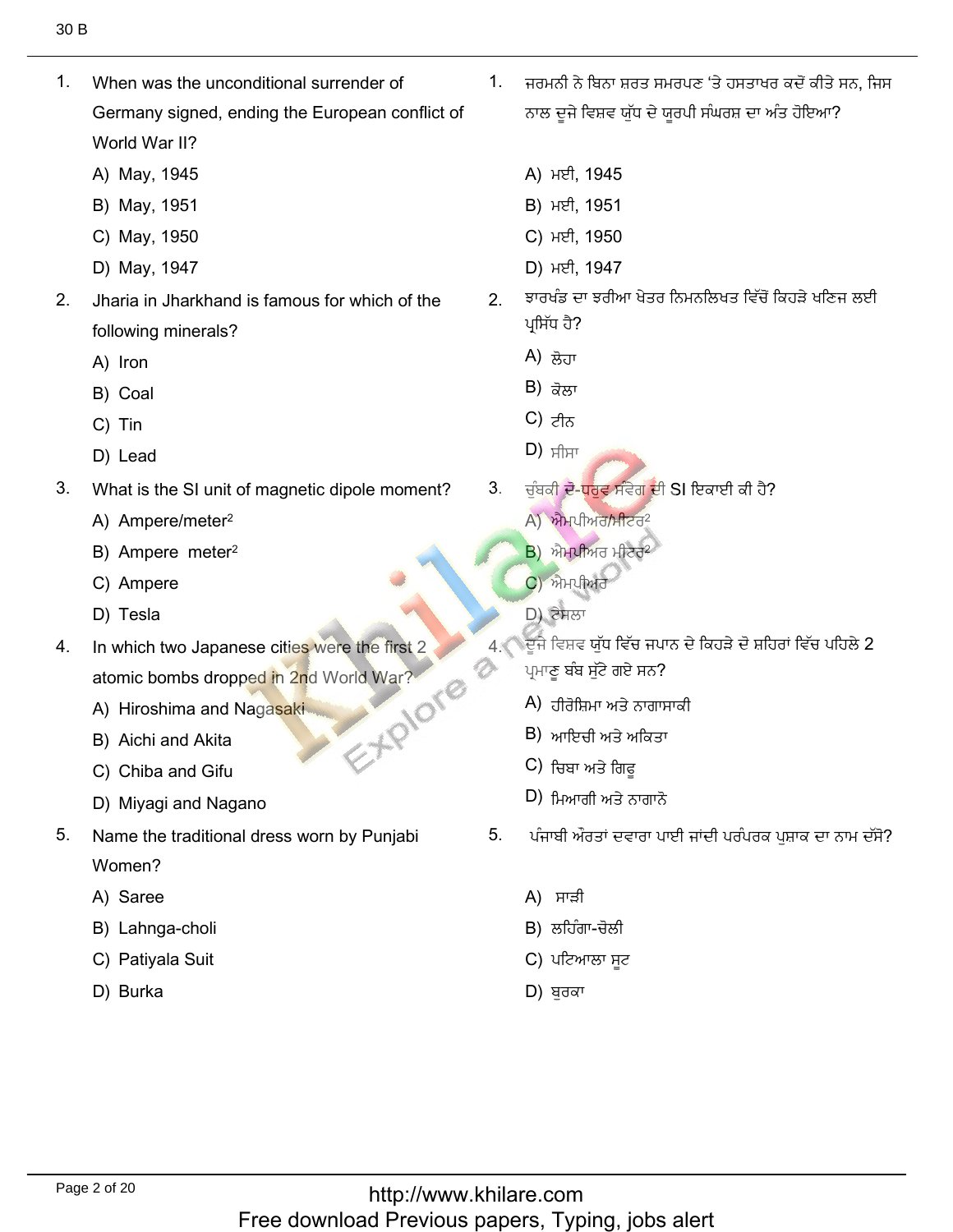1. When was the unconditional surrender of Germany signed, ending the European conflict of World War II?
   A) May, 1945
   B) May, 1951
   C) May, 1950
   D) May, 1947

1. ਜਰਮਨੀ ਨੇ ਬਿਨਾ ਸ਼ਰਤ ਸਮਰਪਣ 'ਤੇ ਹਸਤਾਖਰ ਕਦੋਂ ਕੀਤੇ ਸਨ, ਜਿਸ ਨਾਲ ਦੂਜੇ ਵਿਸ਼ਵ ਯੁੱਧ ਦੇ ਯੂਰਪੀ ਸੰਘਰਸ਼ ਦਾ ਅੰਤ ਹੋਇਆ?
   A) ਮਈ, 1945
   B) ਮਈ, 1951
   C) ਮਈ, 1950
   D) ਮਈ, 1947

2. Jharia in Jharkhand is famous for which of the following minerals?
   A) Iron
   B) Coal
   C) Tin
   D) Lead

2. ਝਾਰਖੰਡ ਦਾ ਝਰੀਆ ਖੇਤਰ ਨਿਮਨਲਿਖਤ ਵਿੱਚੋਂ ਕਿਹੜੇ ਖਣਿਜ ਲਈ ਪ੍ਰਸਿੱਧ ਹੈ?
   A) ਲੋਹਾ
   B) ਕੋਲਾ
   C) ਟੀਨ
   D) ਸੀਸਾ

3. What is the SI unit of magnetic dipole moment?
   A) Ampere/meter$^2$
   B) Ampere meter$^2$
   C) Ampere
   D) Tesla

3. ਚੁੰਬਕੀ ਦੋ-ਧਰੁਵ ਸੰਵੇਗ ਦੀ SI ਇਕਾਈ ਕੀ ਹੈ?
   A) ਐਮਪੀਅਰ/ਮੀਟਰ$^2$
   B) ਐਮਪੀਅਰ ਮੀਟਰ$^2$
   C) ਐਮਪੀਅਰ
   D) ਟੇਸਲਾ

4. In which two Japanese cities were the first 2 atomic bombs dropped in 2nd World War?
   A) Hiroshima and Nagasaki
   B) Aichi and Akita
   C) Chiba and Gifu
   D) Miyagi and Nagano

4. ਦੂਜੇ ਵਿਸ਼ਵ ਯੁੱਧ ਵਿੱਚ ਜਪਾਨ ਦੇ ਕਿਹੜੇ ਦੋ ਸ਼ਹਿਰਾਂ ਵਿੱਚ ਪਹਿਲੇ 2 ਪ੍ਰਮਾਣੂ ਬੰਬ ਸੁੱਟੇ ਗਏ ਸਨ?
   A) ਹੀਰੋਸ਼ਿਮਾ ਅਤੇ ਨਾਗਾਸਾਕੀ
   B) ਆਇਚੀ ਅਤੇ ਅਕਿਤਾ
   C) ਚਿਬਾ ਅਤੇ ਗਿਫੂ
   D) ਮਿਆਗੀ ਅਤੇ ਨਾਗਾਨੋ

5. Name the traditional dress worn by Punjabi Women?
   A) Saree
   B) Lahnga-choli
   C) Patiyala Suit
   D) Burka

5. ਪੰਜਾਬੀ ਔਰਤਾਂ ਦਵਾਰਾ ਪਾਈ ਜਾਂਦੀ ਪਰੰਪਰਕ ਪੁਸ਼ਾਕ ਦਾ ਨਾਮ ਦੱਸੋ?
   A) ਸਾੜ੍ਹੀ
   B) ਲਹਿੰਗਾ-ਚੋਲੀ
   C) ਪਟਿਆਲਾ ਸੂਟ
   D) ਬੁਰਕਾ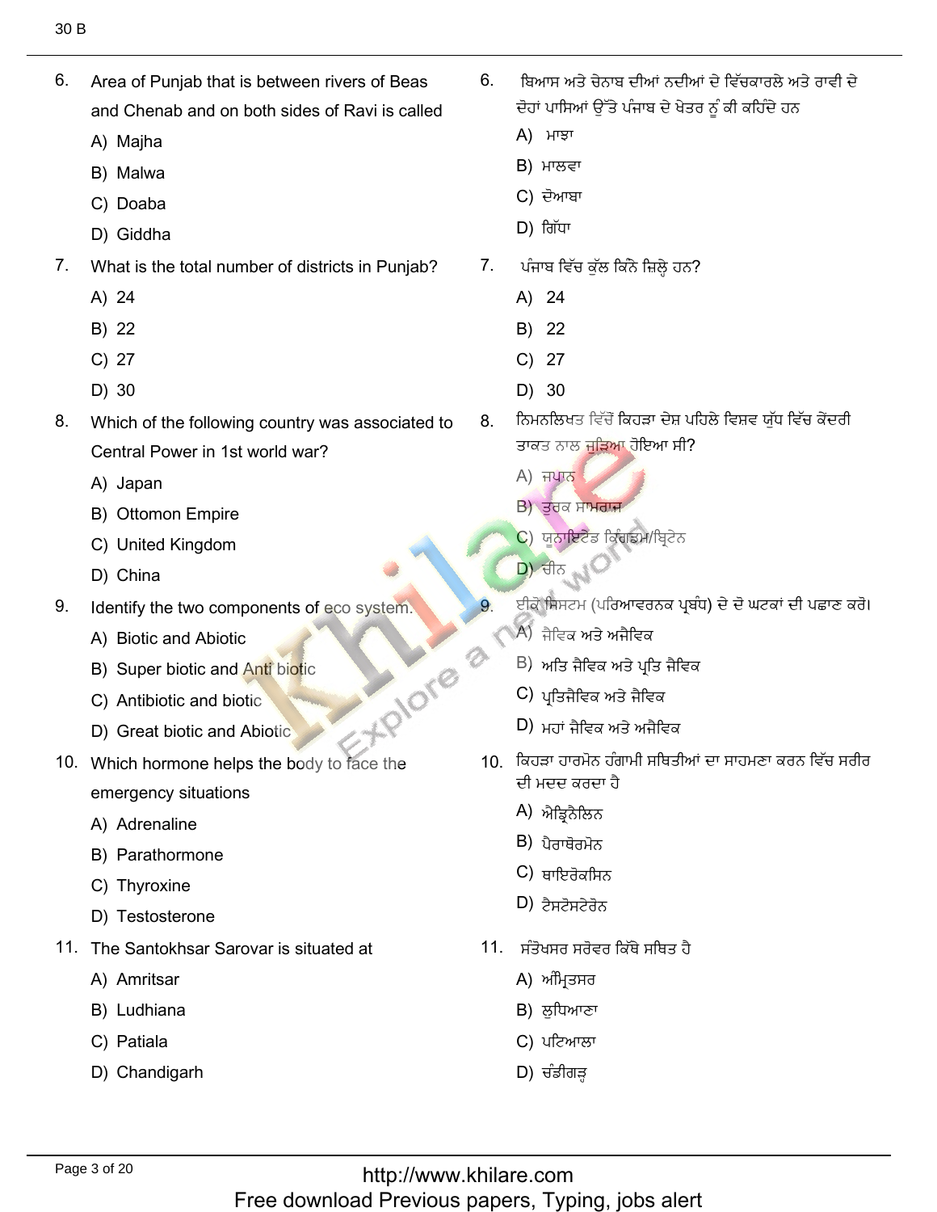6. Area of Punjab that is between rivers of Beas and Chenab and on both sides of Ravi is called
   A) Majha
   B) Malwa
   C) Doaba
   D) Giddha

6. ਬਿਆਸ ਅਤੇ ਚੇਨਾਬ ਦੀਆਂ ਨਦੀਆਂ ਦੇ ਵਿੱਚਕਾਰਲੇ ਅਤੇ ਰਾਵੀ ਦੇ ਦੋਹਾਂ ਪਾਸਿਆਂ ਉੱਤੇ ਪੰਜਾਬ ਦੇ ਖੇਤਰ ਨੂੰ ਕੀ ਕਹਿੰਦੇ ਹਨ
   A) ਮਾਝਾ
   B) ਮਾਲਵਾ
   C) ਦੋਆਬਾ
   D) ਗਿੱਧਾ

7. What is the total number of districts in Punjab?
   A) 24
   B) 22
   C) 27
   D) 30

7. ਪੰਜਾਬ ਵਿੱਚ ਕੁੱਲ ਕਿੰਨੇ ਜ਼ਿਲ੍ਹੇ ਹਨ?
   A) 24
   B) 22
   C) 27
   D) 30

8. Which of the following country was associated to Central Power in 1st world war?
   A) Japan
   B) Ottomon Empire
   C) United Kingdom
   D) China

8. ਨਿਮਨਲਿਖਤ ਵਿੱਚੋਂ ਕਿਹੜਾ ਦੇਸ਼ ਪਹਿਲੇ ਵਿਸ਼ਵ ਯੁੱਧ ਵਿੱਚ ਕੇਂਦਰੀ ਤਾਕਤ ਨਾਲ ਜੁੜਿਆ ਹੋਇਆ ਸੀ?
   A) ਜਪਾਨ
   B) ਤੁਰਕ ਸਾਮਰਾਜ
   C) ਯੂਨਾਇਟੇਡ ਕਿੰਗਡਮ/ਬ੍ਰਿਟੇਨ
   D) ਚੀਨ

9. Identify the two components of eco system.
   A) Biotic and Abiotic
   B) Super biotic and Anti biotic
   C) Antibiotic and biotic
   D) Great biotic and Abiotic

9. ਈਕੋ ਸਿਸਟਮ (ਪਰਿਆਵਰਨਕ ਪ੍ਰਬੰਧ) ਦੇ ਦੋ ਘਟਕਾਂ ਦੀ ਪਛਾਣ ਕਰੋ।
   A) ਜੈਵਿਕ ਅਤੇ ਅਜੈਵਿਕ
   B) ਅਤਿ ਜੈਵਿਕ ਅਤੇ ਪ੍ਰਤਿ ਜੈਵਿਕ
   C) ਪ੍ਰਤਿਜੈਵਿਕ ਅਤੇ ਜੈਵਿਕ
   D) ਮਹਾਂ ਜੈਵਿਕ ਅਤੇ ਅਜੈਵਿਕ

10. Which hormone helps the body to face the emergency situations
    A) Adrenaline
    B) Parathormone
    C) Thyroxine
    D) Testosterone

10. ਕਿਹੜਾ ਹਾਰਮੋਨ ਹੰਗਾਮੀ ਸਥਿਤੀਆਂ ਦਾ ਸਾਹਮਣਾ ਕਰਨ ਵਿੱਚ ਸਰੀਰ ਦੀ ਮਦਦ ਕਰਦਾ ਹੈ
    A) ਐਡ੍ਰਿਨੈਲਿਨ
    B) ਪੈਰਾਥੋਰਮੋਨ
    C) ਥਾਇਰੋਕਸਿਨ
    D) ਟੈਸਟੋਸਟੇਰੋਨ

11. The Santokhsar Sarovar is situated at
    A) Amritsar
    B) Ludhiana
    C) Patiala
    D) Chandigarh

11. ਸੰਤੋਖਸਰ ਸਰੋਵਰ ਕਿੱਥੇ ਸਥਿਤ ਹੈ
    A) ਅੰਮ੍ਰਿਤਸਰ
    B) ਲੁਧਿਆਣਾ
    C) ਪਟਿਆਲਾ
    D) ਚੰਡੀਗੜ੍ਹ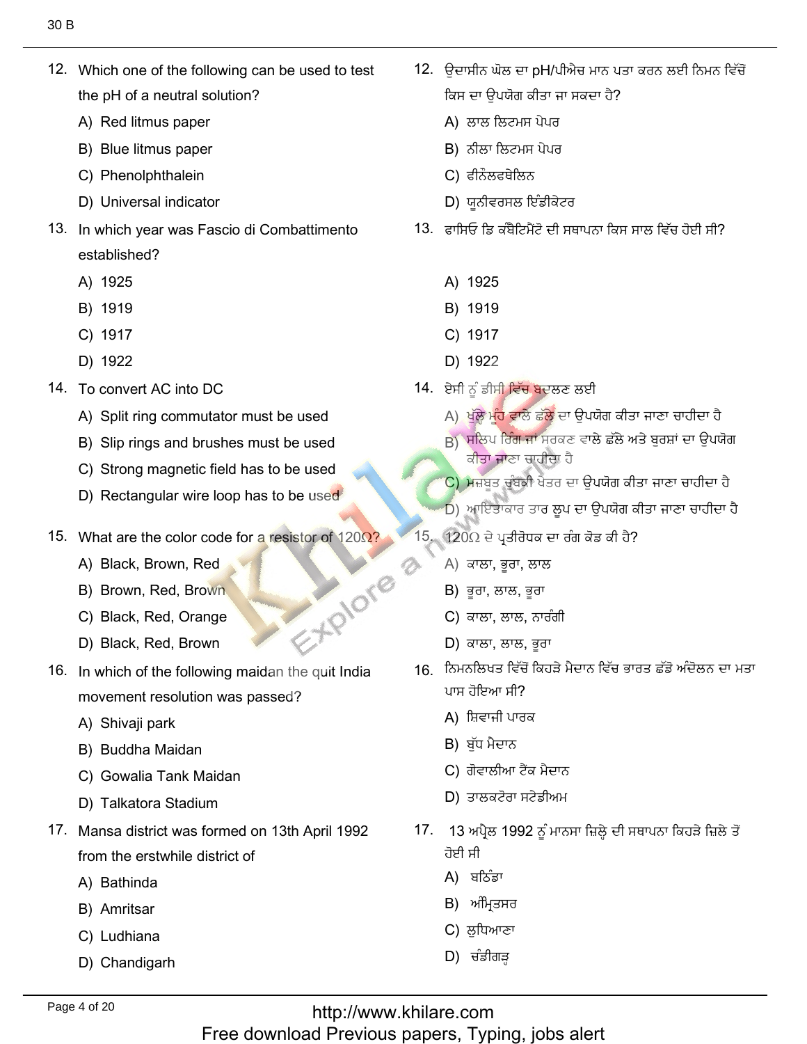12. Which one of the following can be used to test the pH of a neutral solution?

A) Red litmus paper
B) Blue litmus paper
C) Phenolphthalein
D) Universal indicator

12. ਉਦਾਸੀਨ ਘੋਲ ਦਾ pH/ਪੀਐਚ ਮਾਨ ਪਤਾ ਕਰਨ ਲਈ ਨਿਮਨ ਵਿੱਚੋਂ ਕਿਸ ਦਾ ਉਪਯੋਗ ਕੀਤਾ ਜਾ ਸਕਦਾ ਹੈ?

A) ਲਾਲ ਲਿਟਮਸ ਪੇਪਰ
B) ਨੀਲਾ ਲਿਟਮਸ ਪੇਪਰ
C) ਫੀਨੌਲਫਥੇਲਿਨ
D) ਯੂਨੀਵਰਸਲ ਇੰਡੀਕੇਟਰ

13. In which year was Fascio di Combattimento established?

A) 1925
B) 1919
C) 1917
D) 1922

13. ਫਾਸਿਓ ਡਿ ਕੰਬੈਟਿਮੈਂਟੋ ਦੀ ਸਥਾਪਨਾ ਕਿਸ ਸਾਲ ਵਿੱਚ ਹੋਈ ਸੀ?

A) 1925
B) 1919
C) 1917
D) 1922

14. To convert AC into DC

A) Split ring commutator must be used
B) Slip rings and brushes must be used
C) Strong magnetic field has to be used
D) Rectangular wire loop has to be used

14. ਏਸੀ ਨੂੰ ਡੀਸੀ ਵਿੱਚ ਬਦਲਣ ਲਈ

A) ਖੁੱਲ੍ਹੇ ਮੂੰਹ ਵਾਲੇ ਛੱਲੇ ਦਾ ਉਪਯੋਗ ਕੀਤਾ ਜਾਣਾ ਚਾਹੀਦਾ ਹੈ
B) ਸਲਿਪ ਰਿੰਗ ਜਾਂ ਸਰਕਣ ਵਾਲੇ ਛੱਲੇ ਅਤੇ ਬੁਰਸ਼ਾਂ ਦਾ ਉਪਯੋਗ ਕੀਤਾ ਜਾਣਾ ਚਾਹੀਦਾ ਹੈ
C) ਮਜ਼ਬੂਤ ਚੁੰਬਕੀ ਖੇਤਰ ਦਾ ਉਪਯੋਗ ਕੀਤਾ ਜਾਣਾ ਚਾਹੀਦਾ ਹੈ
D) ਆਇਤਾਕਾਰ ਤਾਰ ਲੂਪ ਦਾ ਉਪਯੋਗ ਕੀਤਾ ਜਾਣਾ ਚਾਹੀਦਾ ਹੈ

15. What are the color code for a resistor of 120Ω?

A) Black, Brown, Red
B) Brown, Red, Brown
C) Black, Red, Orange
D) Black, Red, Brown

15. 120Ω ਦੇ ਪ੍ਰਤੀਰੋਧਕ ਦਾ ਰੰਗ ਕੋਡ ਕੀ ਹੈ?

A) ਕਾਲਾ, ਭੂਰਾ, ਲਾਲ
B) ਭੂਰਾ, ਲਾਲ, ਭੂਰਾ
C) ਕਾਲਾ, ਲਾਲ, ਨਾਰੰਗੀ
D) ਕਾਲਾ, ਲਾਲ, ਭੂਰਾ

16. In which of the following maidan the quit India movement resolution was passed?

A) Shivaji park
B) Buddha Maidan
C) Gowalia Tank Maidan
D) Talkatora Stadium

16. ਨਿਮਨਲਿਖਤ ਵਿੱਚੋਂ ਕਿਹੜੇ ਮੈਦਾਨ ਵਿੱਚ ਭਾਰਤ ਛੱਡੋ ਅੰਦੋਲਨ ਦਾ ਮਤਾ ਪਾਸ ਹੋਇਆ ਸੀ?

A) ਸ਼ਿਵਾਜੀ ਪਾਰਕ
B) ਬੁੱਧ ਮੈਦਾਨ
C) ਗੋਵਾਲੀਆ ਟੈਂਕ ਮੈਦਾਨ
D) ਤਾਲਕਟੋਰਾ ਸਟੇਡੀਅਮ

17. Mansa district was formed on 13th April 1992 from the erstwhile district of

A) Bathinda
B) Amritsar
C) Ludhiana
D) Chandigarh

17. 13 ਅਪ੍ਰੈਲ 1992 ਨੂੰ ਮਾਨਸਾ ਜ਼ਿਲ੍ਹੇ ਦੀ ਸਥਾਪਨਾ ਕਿਹੜੇ ਜ਼ਿਲੇ ਤੋਂ ਹੋਈ ਸੀ

A) ਬਠਿੰਡਾ
B) ਅੰਮ੍ਰਿਤਸਰ
C) ਲੁਧਿਆਣਾ
D) ਚੰਡੀਗੜ੍ਹ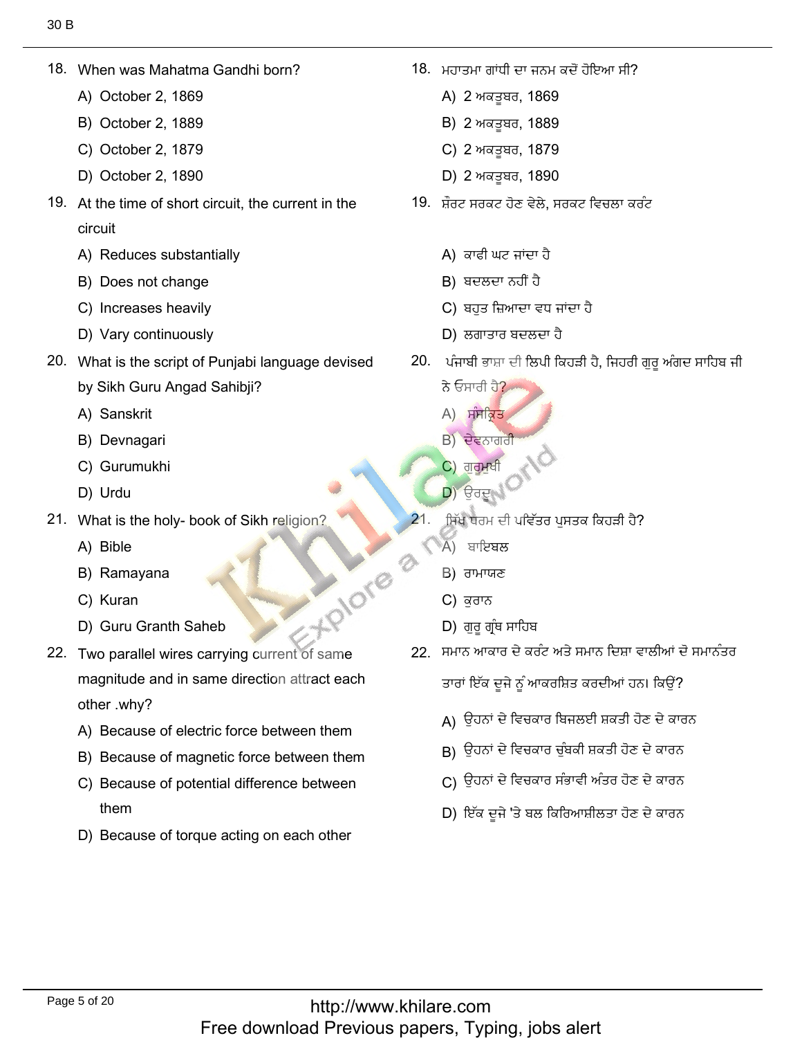18. When was Mahatma Gandhi born?
   A) October 2, 1869
   B) October 2, 1889
   C) October 2, 1879
   D) October 2, 1890

19. At the time of short circuit, the current in the circuit
   A) Reduces substantially
   B) Does not change
   C) Increases heavily
   D) Vary continuously

20. What is the script of Punjabi language devised by Sikh Guru Angad Sahibji?
   A) Sanskrit
   B) Devnagari
   C) Gurumukhi
   D) Urdu

21. What is the holy- book of Sikh religion?
   A) Bible
   B) Ramayana
   C) Kuran
   D) Guru Granth Saheb

22. Two parallel wires carrying current of same magnitude and in same direction attract each other .why?
   A) Because of electric force between them
   B) Because of magnetic force between them
   C) Because of potential difference between them
   D) Because of torque acting on each other

18. ਮਹਾਤਮਾ ਗਾਂਧੀ ਦਾ ਜਨਮ ਕਦੋਂ ਹੋਇਆ ਸੀ?
   A) 2 ਅਕਤੂਬਰ, 1869
   B) 2 ਅਕਤੂਬਰ, 1889
   C) 2 ਅਕਤੂਬਰ, 1879
   D) 2 ਅਕਤੂਬਰ, 1890

19. ਸ਼ੌਰਟ ਸਰਕਟ ਹੋਣ ਵੇਲੇ, ਸਰਕਟ ਵਿਚਲਾ ਕਰੰਟ
   A) ਕਾਫੀ ਘਟ ਜਾਂਦਾ ਹੈ
   B) ਬਦਲਦਾ ਨਹੀਂ ਹੈ
   C) ਬਹੁਤ ਜ਼ਿਆਦਾ ਵਧ ਜਾਂਦਾ ਹੈ
   D) ਲਗਾਤਾਰ ਬਦਲਦਾ ਹੈ

20. ਪੰਜਾਬੀ ਭਾਸ਼ਾ ਦੀ ਲਿਪੀ ਕਿਹੜੀ ਹੈ, ਜਿਹਰੀ ਗੁਰੂ ਅੰਗਦ ਸਾਹਿਬ ਜੀ ਨੇ ਓਸਾਰੀ ਹੈ?
   A) ਸੰਸਕ੍ਰਿਤ
   B) ਦੇਵਨਾਗਰੀ
   C) ਗੁਰਮੁਖੀ
   D) ਉਰਦੂ

21. ਸਿੱਖ ਧਰਮ ਦੀ ਪਵਿੱਤਰ ਪੁਸਤਕ ਕਿਹੜੀ ਹੈ?
   A) ਬਾਇਬਲ
   B) ਰਾਮਾਯਣ
   C) ਕੁਰਾਨ
   D) ਗੁਰੂ ਗ੍ਰੰਥ ਸਾਹਿਬ

22. ਸਮਾਨ ਆਕਾਰ ਦੇ ਕਰੰਟ ਅਤੇ ਸਮਾਨ ਦਿਸ਼ਾ ਵਾਲੀਆਂ ਦੋ ਸਮਾਨੰਤਰ ਤਾਰਾਂ ਇੱਕ ਦੂਜੇ ਨੂੰ ਆਕਰਸ਼ਿਤ ਕਰਦੀਆਂ ਹਨ। ਕਿਉਂ?
   A) ਉਹਨਾਂ ਦੇ ਵਿਚਕਾਰ ਬਿਜਲਈ ਸ਼ਕਤੀ ਹੋਣ ਦੇ ਕਾਰਨ
   B) ਉਹਨਾਂ ਦੇ ਵਿਚਕਾਰ ਚੁੰਬਕੀ ਸ਼ਕਤੀ ਹੋਣ ਦੇ ਕਾਰਨ
   C) ਉਹਨਾਂ ਦੇ ਵਿਚਕਾਰ ਸੰਭਾਵੀ ਅੰਤਰ ਹੋਣ ਦੇ ਕਾਰਨ
   D) ਇੱਕ ਦੂਜੇ 'ਤੇ ਬਲ ਕਿਰਿਆਸ਼ੀਲਤਾ ਹੋਣ ਦੇ ਕਾਰਨ

http://www.khilare.com
Free download Previous papers, Typing, jobs alert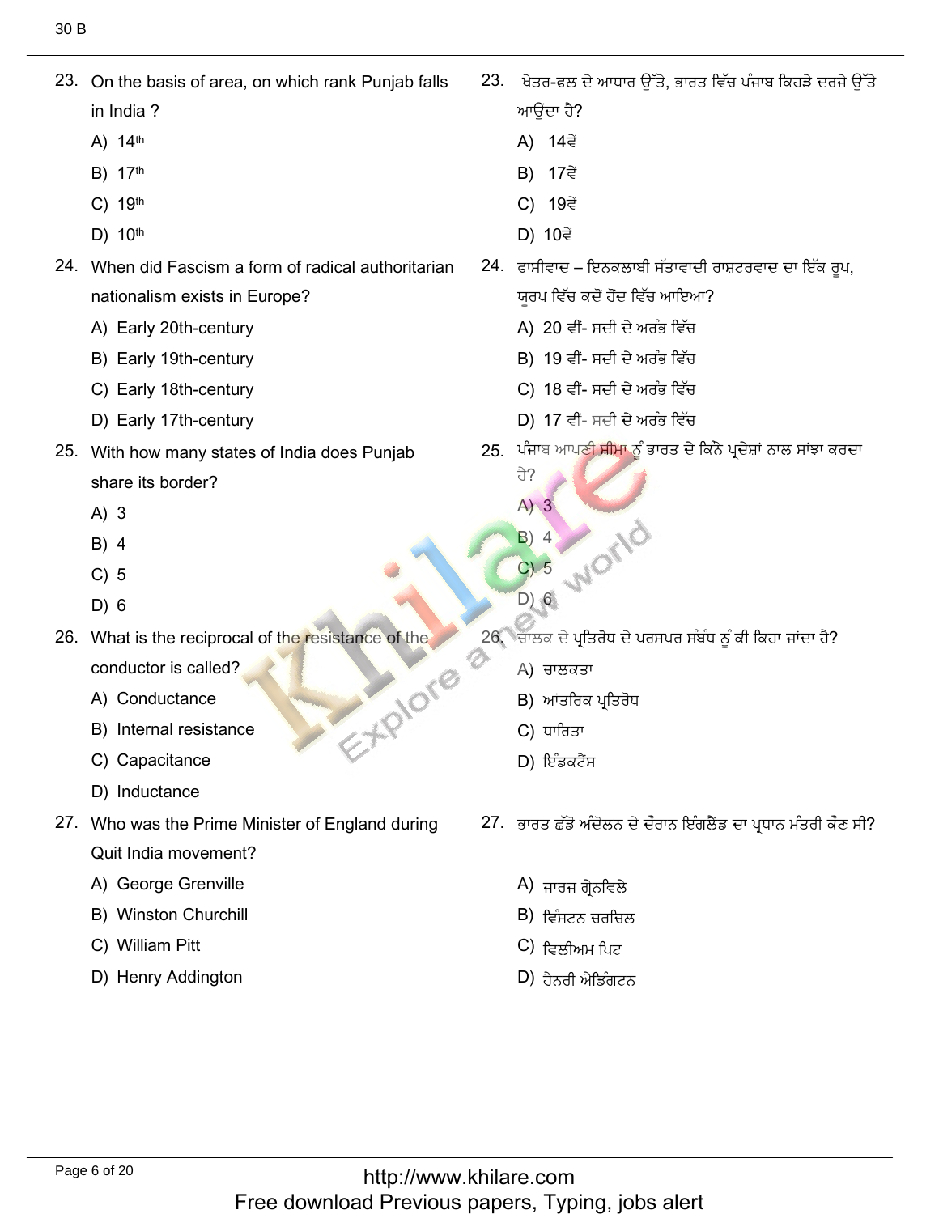23. On the basis of area, on which rank Punjab falls in India ?

A) 14th
B) 17th
C) 19th
D) 10th

23. ਖੇਤਰ-ਫਲ ਦੇ ਆਧਾਰ ਉੱਤੇ, ਭਾਰਤ ਵਿੱਚ ਪੰਜਾਬ ਕਿਹੜੇ ਦਰਜੇ ਉੱਤੇ ਆਉਂਦਾ ਹੈ?

A) 14ਵੇਂ
B) 17ਵੇਂ
C) 19ਵੇਂ
D) 10ਵੇਂ

24. When did Fascism a form of radical authoritarian nationalism exists in Europe?

A) Early 20th-century
B) Early 19th-century
C) Early 18th-century
D) Early 17th-century

24. ਫਾਸੀਵਾਦ – ਇਨਕਲਾਬੀ ਸੱਤਾਵਾਦੀ ਰਾਸ਼ਟਰਵਾਦ ਦਾ ਇੱਕ ਰੂਪ, ਯੂਰਪ ਵਿੱਚ ਕਦੋਂ ਹੋਂਦ ਵਿੱਚ ਆਇਆ?

A) 20 ਵੀਂ- ਸਦੀ ਦੇ ਅਰੰਭ ਵਿੱਚ
B) 19 ਵੀਂ- ਸਦੀ ਦੇ ਅਰੰਭ ਵਿੱਚ
C) 18 ਵੀਂ- ਸਦੀ ਦੇ ਅਰੰਭ ਵਿੱਚ
D) 17 ਵੀਂ- ਸਦੀ ਦੇ ਅਰੰਭ ਵਿੱਚ

25. With how many states of India does Punjab share its border?

A) 3
B) 4
C) 5
D) 6

25. ਪੰਜਾਬ ਆਪਣੀ ਸੀਮਾ ਨੂੰ ਭਾਰਤ ਦੇ ਕਿੰਨੇ ਪ੍ਰਦੇਸ਼ਾਂ ਨਾਲ ਸਾਂਝਾ ਕਰਦਾ ਹੈ?

A) 3
B) 4
C) 5
D) 6

26. What is the reciprocal of the resistance of the conductor is called?

A) Conductance
B) Internal resistance
C) Capacitance
D) Inductance

26. ਚਾਲਕ ਦੇ ਪ੍ਰਤਿਰੋਧ ਦੇ ਪਰਸਪਰ ਸੰਬੰਧ ਨੂੰ ਕੀ ਕਿਹਾ ਜਾਂਦਾ ਹੈ?

A) ਚਾਲਕਤਾ
B) ਆਂਤਰਿਕ ਪ੍ਰਤਿਰੋਧ
C) ਧਾਰਿਤਾ
D) ਇੰਡਕਟੈਂਸ

27. Who was the Prime Minister of England during Quit India movement?

A) George Grenville
B) Winston Churchill
C) William Pitt
D) Henry Addington

27. ਭਾਰਤ ਛੱਡੋ ਅੰਦੋਲਨ ਦੇ ਦੌਰਾਨ ਇੰਗਲੈਂਡ ਦਾ ਪ੍ਰਧਾਨ ਮੰਤਰੀ ਕੌਣ ਸੀ?

A) ਜਾਰਜ ਗ੍ਰੇਨਵਿਲੇ
B) ਵਿੰਸਟਨ ਚਰਚਿਲ
C) ਵਿਲੀਅਮ ਪਿਟ
D) ਹੈਨਰੀ ਐਡਿੰਗਟਨ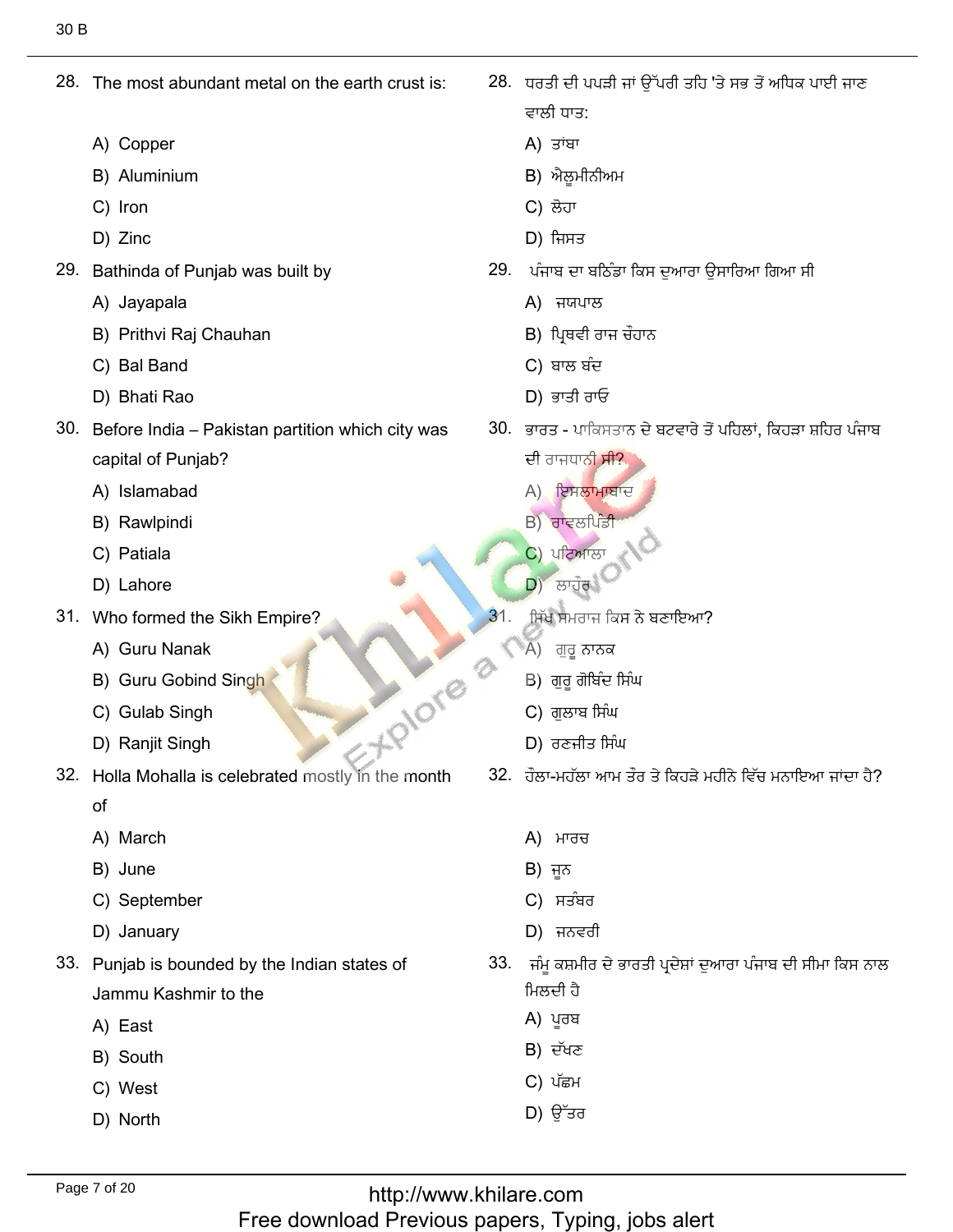28. The most abundant metal on the earth crust is:

A) Copper
B) Aluminium
C) Iron
D) Zinc

28. ਧਰਤੀ ਦੀ ਪਪੜੀ ਜਾਂ ਉੱਪਰੀ ਤਹਿ 'ਤੇ ਸਭ ਤੋਂ ਅਧਿਕ ਪਾਈ ਜਾਣ ਵਾਲੀ ਧਾਤ:

A) ਤਾਂਬਾ
B) ਐਲੂਮੀਨੀਅਮ
C) ਲੋਹਾ
D) ਜਿਸਤ

29. Bathinda of Punjab was built by

A) Jayapala
B) Prithvi Raj Chauhan
C) Bal Band
D) Bhati Rao

29. ਪੰਜਾਬ ਦਾ ਬਠਿੰਡਾ ਕਿਸ ਦੁਆਰਾ ਉਸਾਰਿਆ ਗਿਆ ਸੀ

A) ਜਯਪਾਲ
B) ਪ੍ਰਿਥਵੀ ਰਾਜ ਚੌਹਾਨ
C) ਬਾਲ ਬੰਦ
D) ਭਾਤੀ ਰਾਓ

30. Before India – Pakistan partition which city was capital of Punjab?

A) Islamabad
B) Rawlpindi
C) Patiala
D) Lahore

30. ਭਾਰਤ - ਪਾਕਿਸਤਾਨ ਦੇ ਬਟਵਾਰੇ ਤੋਂ ਪਹਿਲਾਂ, ਕਿਹੜਾ ਸ਼ਹਿਰ ਪੰਜਾਬ ਦੀ ਰਾਜਧਾਨੀ ਸੀ?

A) ਇਸਲਾਮਾਬਾਦ
B) ਰਾਵਲਪਿੰਡੀ
C) ਪਟਿਆਲਾ
D) ਲਾਹੌਰ

31. Who formed the Sikh Empire?

A) Guru Nanak
B) Guru Gobind Singh
C) Gulab Singh
D) Ranjit Singh

31. ਸਿੱਖ ਸਮਰਾਜ ਕਿਸ ਨੇ ਬਣਾਇਆ?

A) ਗੁਰੂ ਨਾਨਕ
B) ਗੁਰੂ ਗੋਬਿੰਦ ਸਿੰਘ
C) ਗੁਲਾਬ ਸਿੰਘ
D) ਰਣਜੀਤ ਸਿੰਘ

32. Holla Mohalla is celebrated mostly in the month of

A) March
B) June
C) September
D) January

32. ਹੋਲਾ-ਮਹੱਲਾ ਆਮ ਤੌਰ ਤੇ ਕਿਹੜੇ ਮਹੀਨੇ ਵਿੱਚ ਮਨਾਇਆ ਜਾਂਦਾ ਹੈ?

A) ਮਾਰਚ
B) ਜੂਨ
C) ਸਤੰਬਰ
D) ਜਨਵਰੀ

33. Punjab is bounded by the Indian states of Jammu Kashmir to the

A) East
B) South
C) West
D) North

33. ਜੰਮੂ ਕਸ਼ਮੀਰ ਦੇ ਭਾਰਤੀ ਪ੍ਰਦੇਸ਼ਾਂ ਦੁਆਰਾ ਪੰਜਾਬ ਦੀ ਸੀਮਾ ਕਿਸ ਨਾਲ ਮਿਲਦੀ ਹੈ

A) ਪੂਰਬ
B) ਦੱਖਣ
C) ਪੱਛਮ
D) ਉੱਤਰ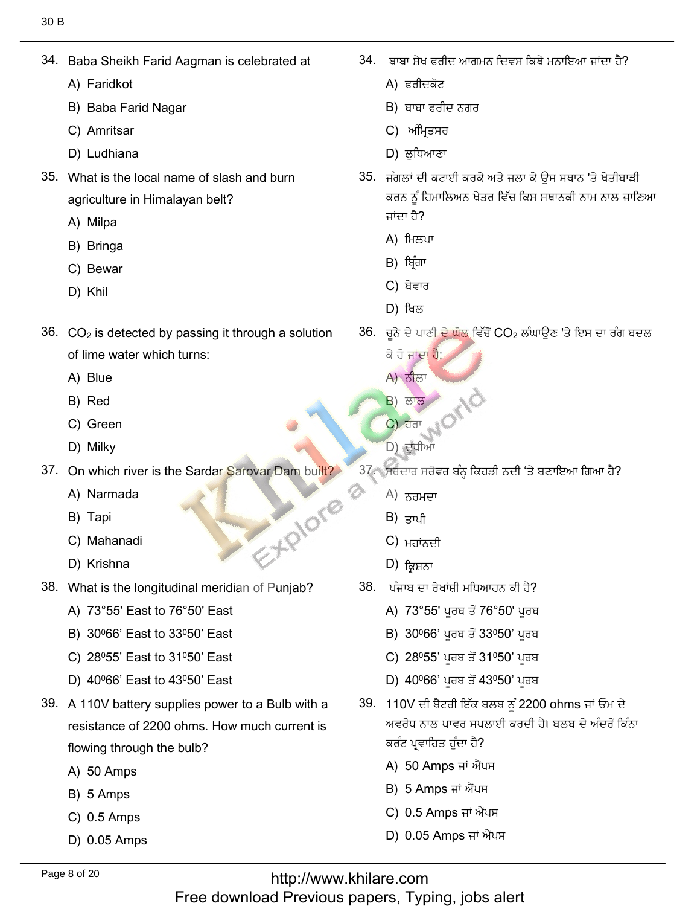34. Baba Sheikh Farid Aagman is celebrated at

A) Faridkot

B) Baba Farid Nagar

C) Amritsar

D) Ludhiana

34. ਬਾਬਾ ਸ਼ੇਖ ਫਰੀਦ ਆਗਮਨ ਦਿਵਸ ਕਿਥੇ ਮਨਾਇਆ ਜਾਂਦਾ ਹੈ?

A) ਫਰੀਦਕੋਟ

B) ਬਾਬਾ ਫਰੀਦ ਨਗਰ

C) ਅੰਮ੍ਰਿਤਸਰ

D) ਲੁਧਿਆਣਾ

35. What is the local name of slash and burn agriculture in Himalayan belt?

A) Milpa

B) Bringa

C) Bewar

D) Khil

35. ਜੰਗਲਾਂ ਦੀ ਕਟਾਈ ਕਰਕੇ ਅਤੇ ਜਲਾ ਕੇ ਉਸ ਸਥਾਨ 'ਤੇ ਖੇਤੀਬਾੜੀ ਕਰਨ ਨੂੰ ਹਿਮਾਲਿਅਨ ਖੇਤਰ ਵਿੱਚ ਕਿਸ ਸਥਾਨਕੀ ਨਾਮ ਨਾਲ ਜਾਣਿਆ ਜਾਂਦਾ ਹੈ?

A) ਮਿਲਪਾ

B) ਬ੍ਰਿੰਗਾ

C) ਬੇਵਾਰ

D) ਖਿਲ

36. $CO_2$ is detected by passing it through a solution of lime water which turns:

A) Blue

B) Red

C) Green

D) Milky

36. ਚੂਨੇ ਦੇ ਪਾਣੀ ਦੇ ਘੋਲ ਵਿੱਚੋਂ $CO_2$ ਲੰਘਾਉਣ 'ਤੇ ਇਸ ਦਾ ਰੰਗ ਬਦਲ ਕੇ ਹੋ ਜਾਂਦਾ ਹੈ:

A) ਨੀਲਾ

B) ਲਾਲ

C) ਹਰਾ

D) ਦੁੱਧੀਆ

37. On which river is the Sardar Sarovar Dam built?

A) Narmada

B) Tapi

C) Mahanadi

D) Krishna

37. ਸਰਦਾਰ ਸਰੋਵਰ ਬੰਨ੍ਹ ਕਿਹੜੀ ਨਦੀ 'ਤੇ ਬਣਾਇਆ ਗਿਆ ਹੈ?

A) ਨਰਮਦਾ

B) ਤਾਪੀ

C) ਮਹਾਂਨਦੀ

D) ਕ੍ਰਿਸ਼ਨਾ

38. What is the longitudinal meridian of Punjab?

A) 73°55' East to 76°50' East

B) $30^0 66'$ East to $33^0 50'$ East

C) $28^0 55'$ East to $31^0 50'$ East

D) $40^0 66'$ East to $43^0 50'$ East

38. ਪੰਜਾਬ ਦਾ ਰੇਖਾਂਸ਼ੀ ਮਧਿਆਹਨ ਕੀ ਹੈ?

A) 73°55' ਪੂਰਬ ਤੋਂ 76°50' ਪੂਰਬ

B) $30^0 66'$ ਪੂਰਬ ਤੋਂ $33^0 50'$ ਪੂਰਬ

C) $28^0 55'$ ਪੂਰਬ ਤੋਂ $31^0 50'$ ਪੂਰਬ

D) $40^0 66'$ ਪੂਰਬ ਤੋਂ $43^0 50'$ ਪੂਰਬ

39. A 110V battery supplies power to a Bulb with a resistance of 2200 ohms. How much current is flowing through the bulb?

A) 50 Amps

B) 5 Amps

C) 0.5 Amps

D) 0.05 Amps

39. 110V ਦੀ ਬੈਟਰੀ ਇੱਕ ਬਲਬ ਨੂੰ 2200 ohms ਜਾਂ ਓਮ ਦੇ ਅਵਰੋਧ ਨਾਲ ਪਾਵਰ ਸਪਲਾਈ ਕਰਦੀ ਹੈ। ਬਲਬ ਦੇ ਅੰਦਰੋਂ ਕਿੰਨਾ ਕਰੰਟ ਪ੍ਰਵਾਹਿਤ ਹੁੰਦਾ ਹੈ?

A) 50 Amps ਜਾਂ ਐਂਪਸ

B) 5 Amps ਜਾਂ ਐਂਪਸ

C) 0.5 Amps ਜਾਂ ਐਂਪਸ

D) 0.05 Amps ਜਾਂ ਐਂਪਸ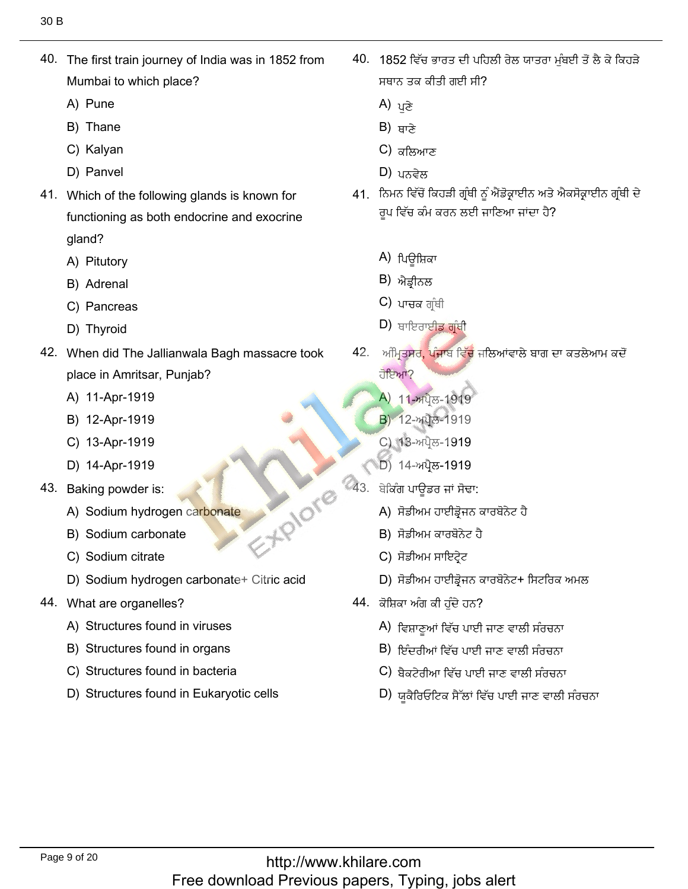40. The first train journey of India was in 1852 from Mumbai to which place?
   - A) Pune
   - B) Thane
   - C) Kalyan
   - D) Panvel

40. 1852 ਵਿੱਚ ਭਾਰਤ ਦੀ ਪਹਿਲੀ ਰੇਲ ਯਾਤਰਾ ਮੁੰਬਈ ਤੋਂ ਲੈ ਕੇ ਕਿਹੜੇ ਸਥਾਨ ਤਕ ਕੀਤੀ ਗਈ ਸੀ?
   - A) ਪੁਣੇ
   - B) ਥਾਣੇ
   - C) ਕਲਿਆਣ
   - D) ਪਨਵੇਲ

41. Which of the following glands is known for functioning as both endocrine and exocrine gland?
   - A) Pitutory
   - B) Adrenal
   - C) Pancreas
   - D) Thyroid

41. ਨਿਮਨ ਵਿੱਚੋਂ ਕਿਹੜੀ ਗ੍ਰੰਥੀ ਨੂੰ ਐਂਡੋਕ੍ਰਾਈਨ ਅਤੇ ਐਕਸੋਕ੍ਰਾਈਨ ਗ੍ਰੰਥੀ ਦੇ ਰੂਪ ਵਿੱਚ ਕੰਮ ਕਰਨ ਲਈ ਜਾਣਿਆ ਜਾਂਦਾ ਹੈ?
   - A) ਪਿਊਸ਼ਿਕਾ
   - B) ਐਡ੍ਰੀਨਲ
   - C) ਪਾਚਕ ਗ੍ਰੰਥੀ
   - D) ਥਾਇਰਾਈਡ ਗ੍ਰੰਥੀ

42. When did The Jallianwala Bagh massacre took place in Amritsar, Punjab?
   - A) 11-Apr-1919
   - B) 12-Apr-1919
   - C) 13-Apr-1919
   - D) 14-Apr-1919

42. ਅੰਮ੍ਰਿਤਸਰ, ਪੰਜਾਬ ਵਿੱਚ ਜਲਿਆਂਵਾਲੇ ਬਾਗ ਦਾ ਕਤਲੇਆਮ ਕਦੋਂ ਹੋਇਆ?
   - A) 11-ਅਪ੍ਰੈਲ-1919
   - B) 12-ਅਪ੍ਰੈਲ-1919
   - C) 13-ਅਪ੍ਰੈਲ-1919
   - D) 14-ਅਪ੍ਰੈਲ-1919

43. Baking powder is:
   - A) Sodium hydrogen carbonate
   - B) Sodium carbonate
   - C) Sodium citrate
   - D) Sodium hydrogen carbonate+ Citric acid

43. ਬੇਕਿੰਗ ਪਾਊਡਰ ਜਾਂ ਸੋਢਾ:
   - A) ਸੋਡੀਅਮ ਹਾਈਡ੍ਰੋਜਨ ਕਾਰਬੋਨੇਟ ਹੈ
   - B) ਸੋਡੀਅਮ ਕਾਰਬੋਨੇਟ ਹੈ
   - C) ਸੋਡੀਅਮ ਸਾਇਟ੍ਰੇਟ
   - D) ਸੋਡੀਅਮ ਹਾਈਡ੍ਰੋਜਨ ਕਾਰਬੋਨੇਟ+ ਸਿਟਰਿਕ ਅਮਲ

44. What are organelles?
   - A) Structures found in viruses
   - B) Structures found in organs
   - C) Structures found in bacteria
   - D) Structures found in Eukaryotic cells

44. ਕੋਸ਼ਿਕਾ ਅੰਗ ਕੀ ਹੁੰਦੇ ਹਨ?
   - A) ਵਿਸ਼ਾਣੂਆਂ ਵਿੱਚ ਪਾਈ ਜਾਣ ਵਾਲੀ ਸੰਰਚਨਾ
   - B) ਇੰਦਰੀਆਂ ਵਿੱਚ ਪਾਈ ਜਾਣ ਵਾਲੀ ਸੰਰਚਨਾ
   - C) ਬੈਕਟੇਰੀਆ ਵਿੱਚ ਪਾਈ ਜਾਣ ਵਾਲੀ ਸੰਰਚਨਾ
   - D) ਯੁਕੈਰਿਓਟਿਕ ਸੈੱਲਾਂ ਵਿੱਚ ਪਾਈ ਜਾਣ ਵਾਲੀ ਸੰਰਚਨਾ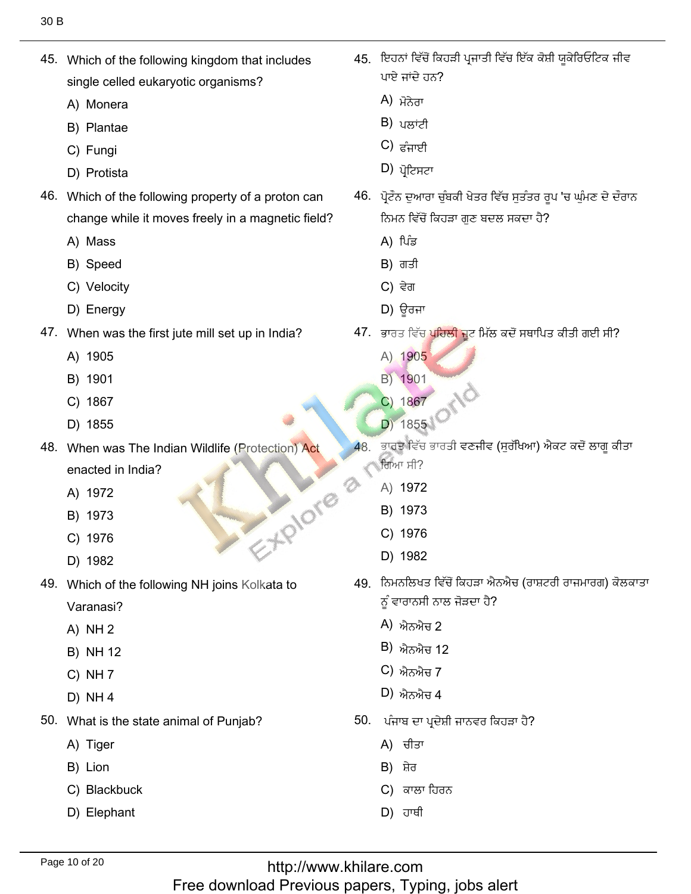45. Which of the following kingdom that includes single celled eukaryotic organisms?

A) Monera

B) Plantae

C) Fungi

D) Protista

45. ਇਹਨਾਂ ਵਿੱਚੋਂ ਕਿਹੜੀ ਪ੍ਰਜਾਤੀ ਵਿੱਚ ਇੱਕ ਕੋਸ਼ੀ ਯੂਕੇਰਿਓਟਿਕ ਜੀਵ ਪਾਏ ਜਾਂਦੇ ਹਨ?

A) ਮੋਨੇਰਾ

B) ਪਲਾਂਟੀ

C) ਫੰਜਾਈ

D) ਪ੍ਰੋਟਿਸਟਾ

46. Which of the following property of a proton can change while it moves freely in a magnetic field?

A) Mass

B) Speed

C) Velocity

D) Energy

46. ਪ੍ਰੋਟੋਨ ਦੁਆਰਾ ਚੁੰਬਕੀ ਖੇਤਰ ਵਿੱਚ ਸੁਤੰਤਰ ਰੂਪ 'ਚ ਘੁੰਮਣ ਦੇ ਦੌਰਾਨ ਨਿਮਨ ਵਿੱਚੋਂ ਕਿਹੜਾ ਗੁਣ ਬਦਲ ਸਕਦਾ ਹੈ?

A) ਪਿੰਡ

B) ਗਤੀ

C) ਵੇਗ

D) ਊਰਜਾ

47. When was the first jute mill set up in India?

A) 1905

B) 1901

C) 1867

D) 1855

47. ਭਾਰਤ ਵਿੱਚ ਪਹਿਲੀ ਜੂਟ ਮਿੱਲ ਕਦੋਂ ਸਥਾਪਿਤ ਕੀਤੀ ਗਈ ਸੀ?

A) 1905

B) 1901

C) 1867

D) 1855

48. When was The Indian Wildlife (Protection) Act enacted in India?

A) 1972

B) 1973

C) 1976

D) 1982

48. ਭਾਰਤ ਵਿੱਚ ਭਾਰਤੀ ਵਣਜੀਵ (ਸੁਰੱਖਿਆ) ਐਕਟ ਕਦੋਂ ਲਾਗੂ ਕੀਤਾ ਗਿਆ ਸੀ?

A) 1972

B) 1973

C) 1976

D) 1982

49. Which of the following NH joins Kolkata to Varanasi?

A) NH 2

B) NH 12

C) NH 7

D) NH 4

49. ਨਿਮਨਲਿਖਤ ਵਿੱਚੋਂ ਕਿਹੜਾ ਐਨਐਚ (ਰਾਸ਼ਟਰੀ ਰਾਜਮਾਰਗ) ਕੋਲਕਾਤਾ ਨੂੰ ਵਾਰਾਨਸੀ ਨਾਲ ਜੋੜਦਾ ਹੈ?

A) ਐਨਐਚ 2

B) ਐਨਐਚ 12

C) ਐਨਐਚ 7

D) ਐਨਐਚ 4

50. What is the state animal of Punjab?

A) Tiger

B) Lion

C) Blackbuck

D) Elephant

50. ਪੰਜਾਬ ਦਾ ਪ੍ਰਦੇਸ਼ੀ ਜਾਨਵਰ ਕਿਹੜਾ ਹੈ?

A) ਚੀਤਾ

B) ਸ਼ੇਰ

C) ਕਾਲਾ ਹਿਰਨ

D) ਹਾਥੀ

http://www.khilare.com
Free download Previous papers, Typing, jobs alert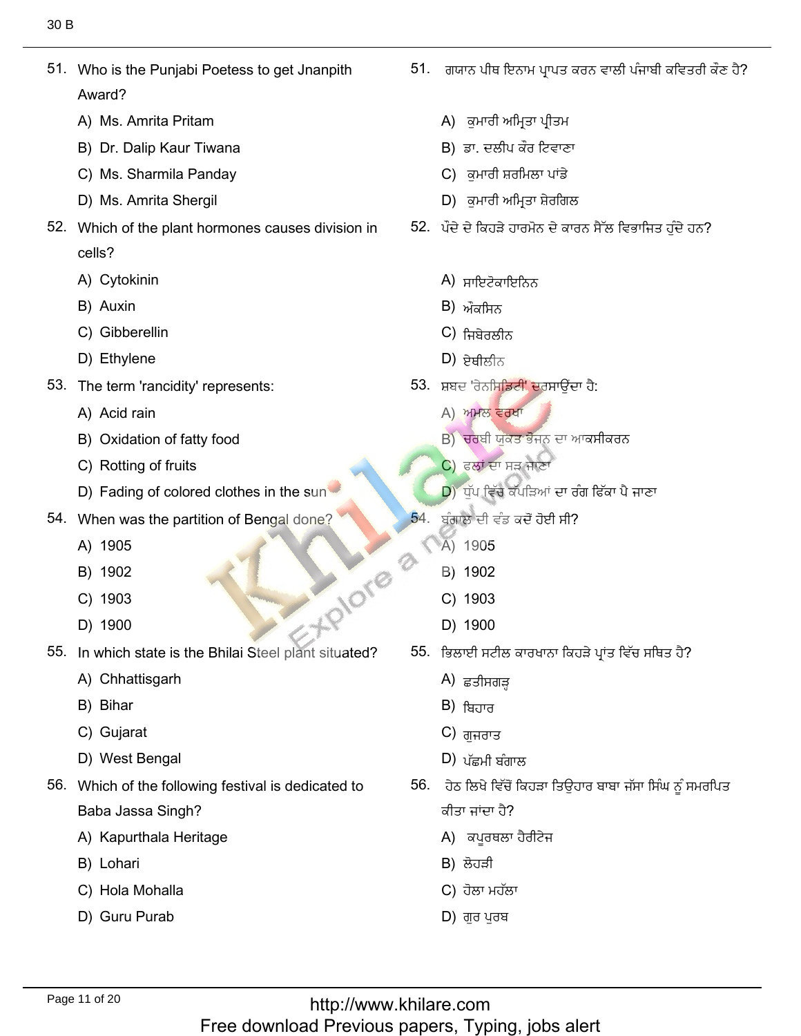51. Who is the Punjabi Poetess to get Jnanpith Award?

A) Ms. Amrita Pritam

B) Dr. Dalip Kaur Tiwana

C) Ms. Sharmila Panday

D) Ms. Amrita Shergil

51. ਗਯਾਨ ਪੀਥ ਇਨਾਮ ਪ੍ਰਾਪਤ ਕਰਨ ਵਾਲੀ ਪੰਜਾਬੀ ਕਵਿਤਰੀ ਕੌਣ ਹੈ?

A) ਕੁਮਾਰੀ ਅਮ੍ਰਿਤਾ ਪ੍ਰੀਤਮ

B) ਡਾ. ਦਲੀਪ ਕੌਰ ਟਿਵਾਣਾ

C) ਕੁਮਾਰੀ ਸ਼ਰਮਿਲਾ ਪਾਂਡੇ

D) ਕੁਮਾਰੀ ਅਮ੍ਰਿਤਾ ਸ਼ੇਰਗਿਲ

52. Which of the plant hormones causes division in cells?

A) Cytokinin

B) Auxin

C) Gibberellin

D) Ethylene

52. ਪੌਦੇ ਦੇ ਕਿਹੜੇ ਹਾਰਮੋਨ ਦੇ ਕਾਰਨ ਸੈੱਲ ਵਿਭਾਜਿਤ ਹੁੰਦੇ ਹਨ?

A) ਸਾਇਟੋਕਾਇਨਿਨ

B) ਔਕਸਿਨ

C) ਜਿਬੇਰਲੀਨ

D) ਏਥੀਲੀਨ

53. The term 'rancidity' represents:

A) Acid rain

B) Oxidation of fatty food

C) Rotting of fruits

D) Fading of colored clothes in the sun

53. ਸ਼ਬਦ 'ਰੇਨਸਿਡਿਟੀ' ਦਰਸਾਉਂਦਾ ਹੈ:

A) ਅਮਲ ਵਰਖਾ

B) ਚਰਬੀ ਯੁਕਤ ਭੋਜਨ ਦਾ ਆਕਸੀਕਰਨ

C) ਫਲਾਂ ਦਾ ਸੜ ਜਾਣਾ

D) ਧੁੱਪ ਵਿੱਚ ਕੱਪੜਿਆਂ ਦਾ ਰੰਗ ਫਿੱਕਾ ਪੈ ਜਾਣਾ

54. When was the partition of Bengal done?

A) 1905

B) 1902

C) 1903

D) 1900

54. ਬੰਗਾਲ ਦੀ ਵੰਡ ਕਦੋਂ ਹੋਈ ਸੀ?

A) 1905

B) 1902

C) 1903

D) 1900

55. In which state is the Bhilai Steel plant situated?

A) Chhattisgarh

B) Bihar

C) Gujarat

D) West Bengal

55. ਭਿਲਾਈ ਸਟੀਲ ਕਾਰਖਾਨਾ ਕਿਹੜੇ ਪ੍ਰਾਂਤ ਵਿੱਚ ਸਥਿਤ ਹੈ?

A) ਛਤੀਸਗੜ੍ਹ

B) ਬਿਹਾਰ

C) ਗੁਜਰਾਤ

D) ਪੱਛਮੀ ਬੰਗਾਲ

56. Which of the following festival is dedicated to Baba Jassa Singh?

A) Kapurthala Heritage

B) Lohari

C) Hola Mohalla

D) Guru Purab

56. ਹੇਠ ਲਿਖੇ ਵਿੱਚੋਂ ਕਿਹੜਾ ਤਿਉਹਾਰ ਬਾਬਾ ਜੱਸਾ ਸਿੰਘ ਨੂੰ ਸਮਰਪਿਤ ਕੀਤਾ ਜਾਂਦਾ ਹੈ?

A) ਕਪੂਰਥਲਾ ਹੈਰੀਟੇਜ

B) ਲੋਹੜੀ

C) ਹੋਲਾ ਮਹੱਲਾ

D) ਗੁਰ ਪੁਰਬ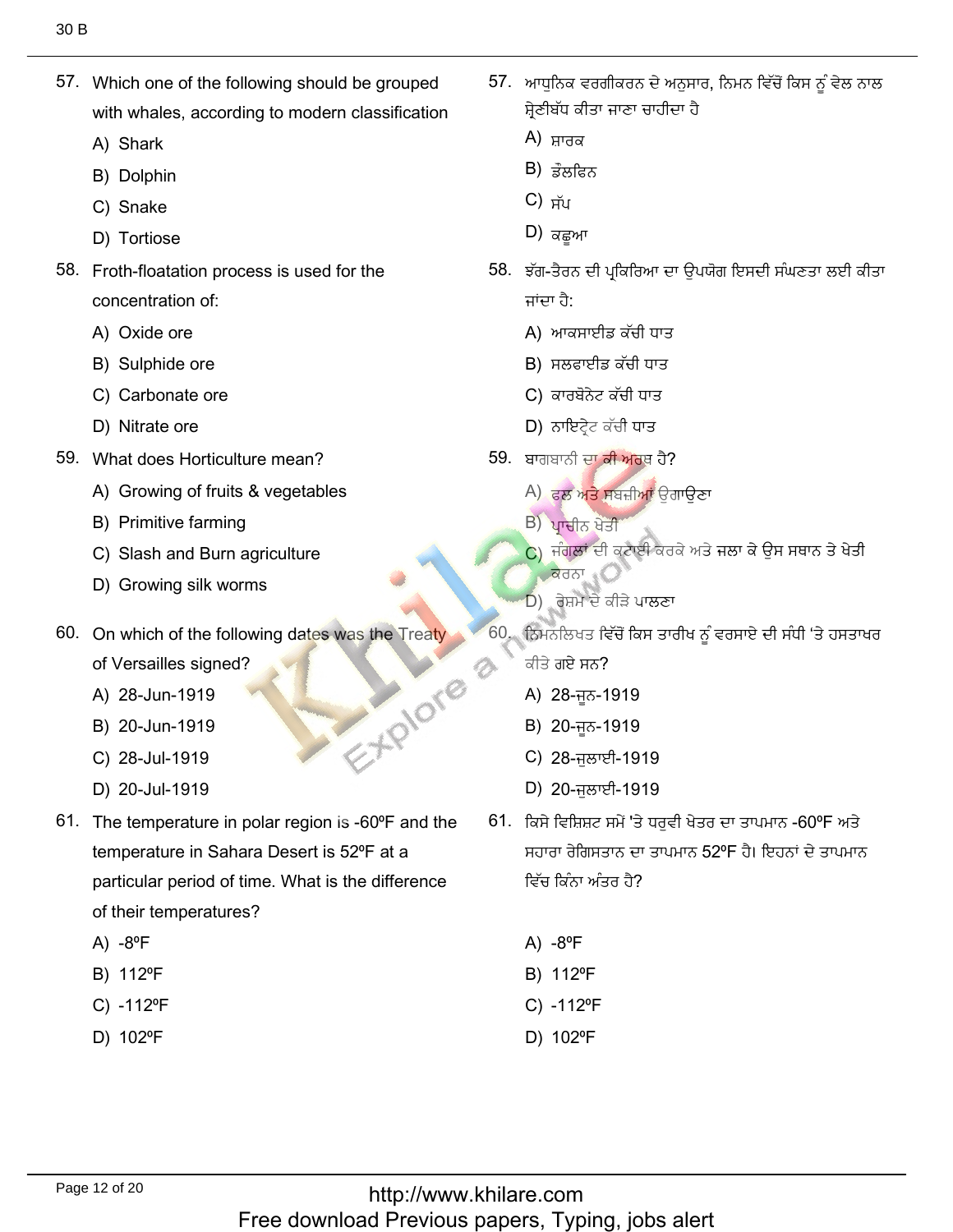57. Which one of the following should be grouped with whales, according to modern classification

A) Shark

B) Dolphin

C) Snake

D) Tortiose

57. ਆਧੁਨਿਕ ਵਰਗੀਕਰਨ ਦੇ ਅਨੁਸਾਰ, ਨਿਮਨ ਵਿੱਚੋਂ ਕਿਸ ਨੂੰ ਵੇਲ ਨਾਲ ਸ਼੍ਰੇਣੀਬੱਧ ਕੀਤਾ ਜਾਣਾ ਚਾਹੀਦਾ ਹੈ

A) ਸ਼ਾਰਕ

B) ਡੌਲਫਿਨ

C) ਸੱਪ

D) ਕਛੂਆ

58. Froth-floatation process is used for the concentration of:

A) Oxide ore

B) Sulphide ore

C) Carbonate ore

D) Nitrate ore

58. ਝੱਗ-ਤੈਰਨ ਦੀ ਪ੍ਰਕਿਰਿਆ ਦਾ ਉਪਯੋਗ ਇਸਦੀ ਸੰਘਣਤਾ ਲਈ ਕੀਤਾ ਜਾਂਦਾ ਹੈ:

A) ਆਕਸਾਈਡ ਕੱਚੀ ਧਾਤ

B) ਸਲਫਾਈਡ ਕੱਚੀ ਧਾਤ

C) ਕਾਰਬੋਨੇਟ ਕੱਚੀ ਧਾਤ

D) ਨਾਇਟ੍ਰੇਟ ਕੱਚੀ ਧਾਤ

59. What does Horticulture mean?

A) Growing of fruits & vegetables

B) Primitive farming

C) Slash and Burn agriculture

D) Growing silk worms

59. ਬਾਗਬਾਨੀ ਦਾ ਕੀ ਅਰਥ ਹੈ?

A) ਫਲ ਅਤੇ ਸਬਜ਼ੀਆਂ ਉਗਾਉਣਾ

B) ਪ੍ਰਾਚੀਨ ਖੇਤੀ

C) ਜੰਗਲਾਂ ਦੀ ਕਟਾਈ ਕਰਕੇ ਅਤੇ ਜਲਾ ਕੇ ਉਸ ਸਥਾਨ ਤੇ ਖੇਤੀ ਕਰਨਾ

D) ਰੇਸ਼ਮ ਦੇ ਕੀੜੇ ਪਾਲਣਾ

60. On which of the following dates was the Treaty of Versailles signed?

A) 28-Jun-1919

B) 20-Jun-1919

C) 28-Jul-1919

D) 20-Jul-1919

60. ਨਿਮਨਲਿਖਤ ਵਿੱਚੋਂ ਕਿਸ ਤਾਰੀਖ ਨੂੰ ਵਰਸਾਏ ਦੀ ਸੰਧੀ 'ਤੇ ਹਸਤਾਖਰ ਕੀਤੇ ਗਏ ਸਨ?

A) 28-ਜੂਨ-1919

B) 20-ਜੂਨ-1919

C) 28-ਜੁਲਾਈ-1919

D) 20-ਜੁਲਾਈ-1919

61. The temperature in polar region is -60ºF and the temperature in Sahara Desert is 52ºF at a particular period of time. What is the difference of their temperatures?

A) -8ºF

B) 112ºF

C) -112ºF

D) 102ºF

61. ਕਿਸੇ ਵਿਸ਼ਿਸ਼ਟ ਸਮੇਂ 'ਤੇ ਧਰੁਵੀ ਖੇਤਰ ਦਾ ਤਾਪਮਾਨ -60ºF ਅਤੇ ਸਹਾਰਾ ਰੇਗਿਸਤਾਨ ਦਾ ਤਾਪਮਾਨ 52ºF ਹੈ। ਇਹਨਾਂ ਦੇ ਤਾਪਮਾਨ ਵਿੱਚ ਕਿੰਨਾ ਅੰਤਰ ਹੈ?

A) -8ºF

B) 112ºF

C) -112ºF

D) 102ºF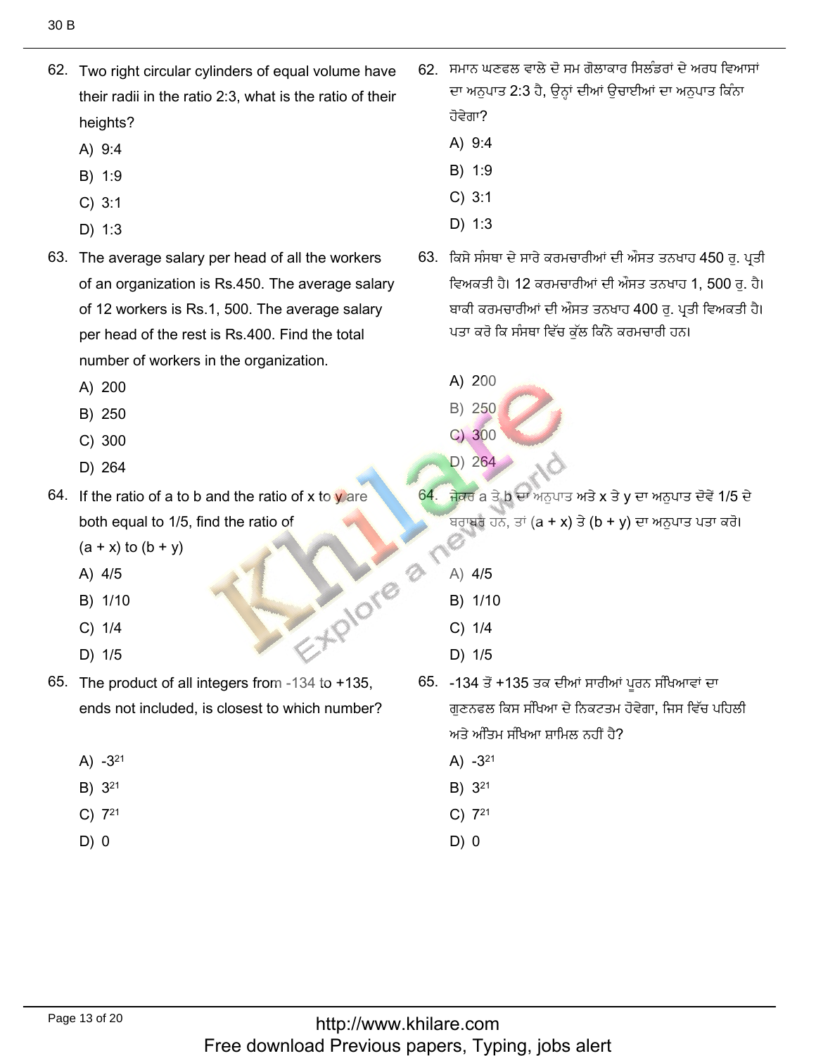62. Two right circular cylinders of equal volume have their radii in the ratio 2:3, what is the ratio of their heights?

A) 9:4
B) 1:9
C) 3:1
D) 1:3

63. The average salary per head of all the workers of an organization is Rs.450. The average salary of 12 workers is Rs.1, 500. The average salary per head of the rest is Rs.400. Find the total number of workers in the organization.

A) 200
B) 250
C) 300
D) 264

64. If the ratio of a to b and the ratio of x to y are both equal to 1/5, find the ratio of (a + x) to (b + y)

A) 4/5
B) 1/10
C) 1/4
D) 1/5

65. The product of all integers from -134 to +135, ends not included, is closest to which number?

A) $-3^{21}$
B) $3^{21}$
C) $7^{21}$
D) 0

62. ਸਮਾਨ ਘਣਫਲ ਵਾਲੇ ਦੋ ਸਮ ਗੋਲਾਕਾਰ ਸਿਲੰਡਰਾਂ ਦੇ ਅਰਧ ਵਿਆਸਾਂ ਦਾ ਅਨੁਪਾਤ 2:3 ਹੈ, ਉਨ੍ਹਾਂ ਦੀਆਂ ਉਚਾਈਆਂ ਦਾ ਅਨੁਪਾਤ ਕਿੰਨਾ ਹੋਵੇਗਾ?

A) 9:4
B) 1:9
C) 3:1
D) 1:3

63. ਕਿਸੇ ਸੰਸਥਾ ਦੇ ਸਾਰੇ ਕਰਮਚਾਰੀਆਂ ਦੀ ਔਸਤ ਤਨਖਾਹ 450 ਰੁ. ਪ੍ਰਤੀ ਵਿਅਕਤੀ ਹੈ। 12 ਕਰਮਚਾਰੀਆਂ ਦੀ ਔਸਤ ਤਨਖਾਹ 1, 500 ਰੁ. ਹੈ। ਬਾਕੀ ਕਰਮਚਾਰੀਆਂ ਦੀ ਔਸਤ ਤਨਖਾਹ 400 ਰੁ. ਪ੍ਰਤੀ ਵਿਅਕਤੀ ਹੈ। ਪਤਾ ਕਰੋ ਕਿ ਸੰਸਥਾ ਵਿੱਚ ਕੁੱਲ ਕਿੰਨੇ ਕਰਮਚਾਰੀ ਹਨ।

A) 200
B) 250
C) 300
D) 264

64. ਜੇਕਰ a ਤੇ b ਦਾ ਅਨੁਪਾਤ ਅਤੇ x ਤੇ y ਦਾ ਅਨੁਪਾਤ ਦੋਵੇਂ 1/5 ਦੇ ਬਰਾਬਰ ਹਨ, ਤਾਂ (a + x) ਤੇ (b + y) ਦਾ ਅਨੁਪਾਤ ਪਤਾ ਕਰੋ।

A) 4/5
B) 1/10
C) 1/4
D) 1/5

65. -134 ਤੋਂ +135 ਤਕ ਦੀਆਂ ਸਾਰੀਆਂ ਪੂਰਨ ਸੰਖਿਆਵਾਂ ਦਾ ਗੁਣਨਫਲ ਕਿਸ ਸੰਖਿਆ ਦੇ ਨਿਕਟਤਮ ਹੋਵੇਗਾ, ਜਿਸ ਵਿੱਚ ਪਹਿਲੀ ਅਤੇ ਅੰਤਿਮ ਸੰਖਿਆ ਸ਼ਾਮਿਲ ਨਹੀਂ ਹੈ?

A) $-3^{21}$
B) $3^{21}$
C) $7^{21}$
D) 0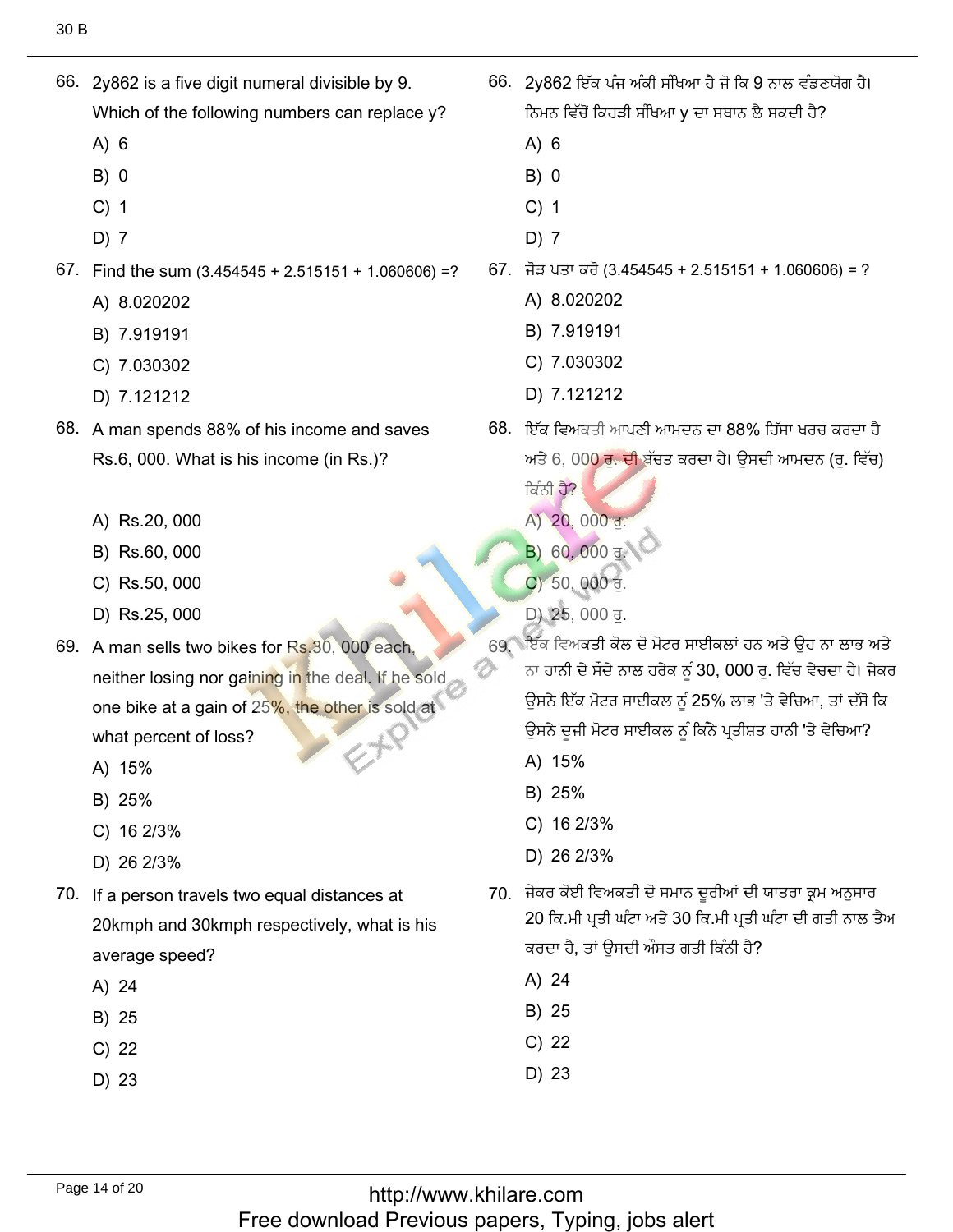66. 2y862 is a five digit numeral divisible by 9. Which of the following numbers can replace y?

A) 6

B) 0

C) 1

D) 7

67. Find the sum (3.454545 + 2.515151 + 1.060606) =?

A) 8.020202

B) 7.919191

C) 7.030302

D) 7.121212

68. A man spends 88% of his income and saves Rs.6, 000. What is his income (in Rs.)?

A) Rs.20, 000

B) Rs.60, 000

C) Rs.50, 000

D) Rs.25, 000

69. A man sells two bikes for Rs.30, 000 each, neither losing nor gaining in the deal. If he sold one bike at a gain of 25%, the other is sold at what percent of loss?

A) 15%

B) 25%

C) 16 2/3%

D) 26 2/3%

70. If a person travels two equal distances at 20kmph and 30kmph respectively, what is his average speed?

A) 24

B) 25

C) 22

D) 23

66. 2y862 ਇੱਕ ਪੰਜ ਅੰਕੀ ਸੰਖਿਆ ਹੈ ਜੋ ਕਿ 9 ਨਾਲ ਵੰਡਣਯੋਗ ਹੈ। ਨਿਮਨ ਵਿੱਚੋਂ ਕਿਹੜੀ ਸੰਖਿਆ y ਦਾ ਸਥਾਨ ਲੈ ਸਕਦੀ ਹੈ?

A) 6

B) 0

C) 1

D) 7

67. ਜੋੜ ਪਤਾ ਕਰੋ (3.454545 + 2.515151 + 1.060606) = ?

A) 8.020202

B) 7.919191

C) 7.030302

D) 7.121212

68. ਇੱਕ ਵਿਅਕਤੀ ਆਪਣੀ ਆਮਦਨ ਦਾ 88% ਹਿੱਸਾ ਖਰਚ ਕਰਦਾ ਹੈ ਅਤੇ 6, 000 ਰੁ. ਦੀ ਬੱਚਤ ਕਰਦਾ ਹੈ। ਉਸਦੀ ਆਮਦਨ (ਰੁ. ਵਿੱਚ) ਕਿੰਨੀ ਹੈ?

A) 20, 000 ਰੁ.

B) 60, 000 ਰੁ.

C) 50, 000 ਰੁ.

D) 25, 000 ਰੁ.

69. ਇੱਕ ਵਿਅਕਤੀ ਕੋਲ ਦੋ ਮੋਟਰ ਸਾਈਕਲਾਂ ਹਨ ਅਤੇ ਉਹ ਨਾ ਲਾਭ ਅਤੇ ਨਾ ਹਾਨੀ ਦੇ ਸੌਦੇ ਨਾਲ ਹਰੇਕ ਨੂੰ 30, 000 ਰੁ. ਵਿੱਚ ਵੇਚਦਾ ਹੈ। ਜੇਕਰ ਉਸਨੇ ਇੱਕ ਮੋਟਰ ਸਾਈਕਲ ਨੂੰ 25% ਲਾਭ 'ਤੇ ਵੇਚਿਆ, ਤਾਂ ਦੱਸੋ ਕਿ ਉਸਨੇ ਦੂਜੀ ਮੋਟਰ ਸਾਈਕਲ ਨੂੰ ਕਿੰਨੇ ਪ੍ਰਤੀਸ਼ਤ ਹਾਨੀ 'ਤੇ ਵੇਚਿਆ?

A) 15%

B) 25%

C) 16 2/3%

D) 26 2/3%

70. ਜੇਕਰ ਕੋਈ ਵਿਅਕਤੀ ਦੋ ਸਮਾਨ ਦੂਰੀਆਂ ਦੀ ਯਾਤਰਾ ਕ੍ਰਮ ਅਨੁਸਾਰ 20 ਕਿ.ਮੀ ਪ੍ਰਤੀ ਘੰਟਾ ਅਤੇ 30 ਕਿ.ਮੀ ਪ੍ਰਤੀ ਘੰਟਾ ਦੀ ਗਤੀ ਨਾਲ ਤੈਅ ਕਰਦਾ ਹੈ, ਤਾਂ ਉਸਦੀ ਔਸਤ ਗਤੀ ਕਿੰਨੀ ਹੈ?

A) 24

B) 25

C) 22

D) 23

http://www.khilare.com
Free download Previous papers, Typing, jobs alert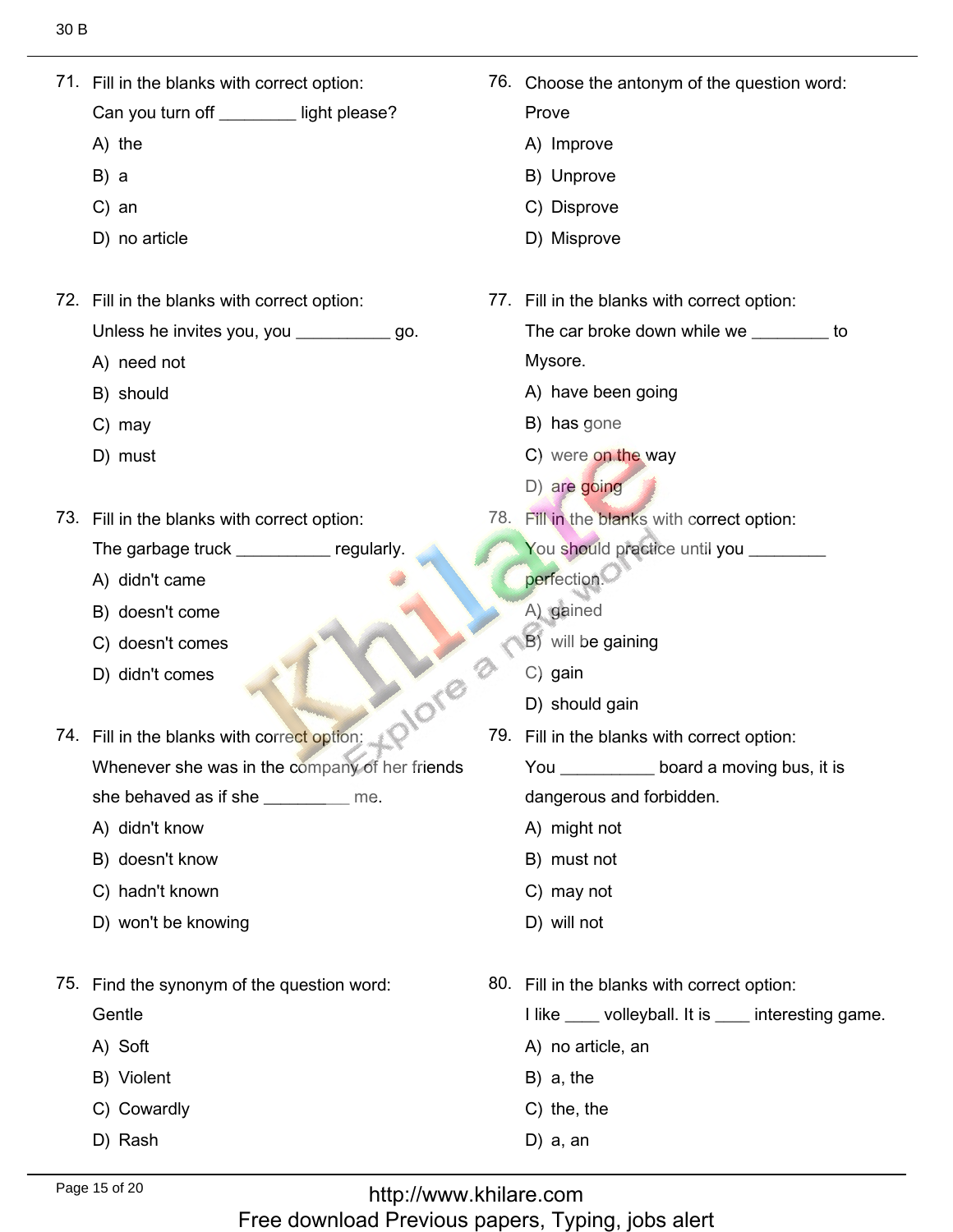71. Fill in the blanks with correct option:

Can you turn off ________ light please?

A) the

B) a

C) an

D) no article

72. Fill in the blanks with correct option:

Unless he invites you, you __________ go.

A) need not

B) should

C) may

D) must

73. Fill in the blanks with correct option:

The garbage truck __________ regularly.

A) didn't came

B) doesn't come

C) doesn't comes

D) didn't comes

74. Fill in the blanks with correct option:

Whenever she was in the company of her friends she behaved as if she _________ me.

A) didn't know

B) doesn't know

C) hadn't known

D) won't be knowing

75. Find the synonym of the question word:

Gentle

A) Soft

B) Violent

C) Cowardly

D) Rash

76. Choose the antonym of the question word:

Prove

A) Improve

B) Unprove

C) Disprove

D) Misprove

77. Fill in the blanks with correct option:

The car broke down while we ________ to Mysore.

A) have been going

B) has gone

C) were on the way

D) are going

78. Fill in the blanks with correct option:

You should practice until you ________ perfection.

A) gained

B) will be gaining

C) gain

D) should gain

79. Fill in the blanks with correct option:

You __________ board a moving bus, it is dangerous and forbidden.

A) might not

B) must not

C) may not

D) will not

80. Fill in the blanks with correct option:

I like ____ volleyball. It is ____ interesting game.

A) no article, an

B) a, the

C) the, the

D) a, an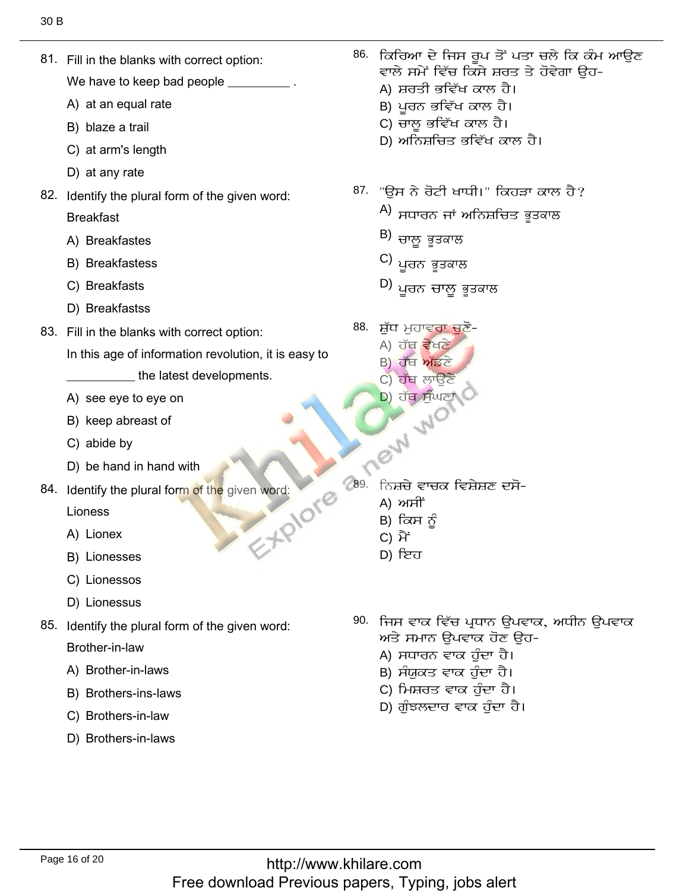81. Fill in the blanks with correct option:

We have to keep bad people _________ .

A) at an equal rate

B) blaze a trail

C) at arm's length

D) at any rate

82. Identify the plural form of the given word:

Breakfast

A) Breakfastes

B) Breakfastess

C) Breakfasts

D) Breakfastss

83. Fill in the blanks with correct option:

In this age of information revolution, it is easy to __________ the latest developments.

A) see eye to eye on

B) keep abreast of

C) abide by

D) be hand in hand with

84. Identify the plural form of the given word:

Lioness

A) Lionex

B) Lionesses

C) Lionessos

D) Lionessus

85. Identify the plural form of the given word:

Brother-in-law

A) Brother-in-laws

B) Brothers-ins-laws

C) Brothers-in-law

D) Brothers-in-laws

86. ਕਿਰਿਆ ਦੇ ਜਿਸ ਰੂਪ ਤੋਂ ਪਤਾ ਚਲੇ ਕਿ ਕੰਮ ਆਉਣ ਵਾਲੇ ਸਮੇਂ ਵਿੱਚ ਕਿਸੇ ਸ਼ਰਤ ਤੇ ਹੋਵੇਗਾ ਉਹ-

A) ਸ਼ਰਤੀ ਭਵਿੱਖ ਕਾਲ ਹੈ।

B) ਪੂਰਨ ਭਵਿੱਖ ਕਾਲ ਹੈ।

C) ਚਾਲੂ ਭਵਿੱਖ ਕਾਲ ਹੈ।

D) ਅਨਿਸ਼ਚਿਤ ਭਵਿੱਖ ਕਾਲ ਹੈ।

87. "ਉਸ ਨੇ ਰੋਟੀ ਖਾਧੀ।" ਕਿਹੜਾ ਕਾਲ ਹੈ?

A) ਸਧਾਰਨ ਜਾਂ ਅਨਿਸ਼ਚਿਤ ਭੂਤਕਾਲ

B) ਚਾਲੂ ਭੂਤਕਾਲ

C) ਪੂਰਨ ਭੂਤਕਾਲ

D) ਪੂਰਨ ਚਾਲੂ ਭੂਤਕਾਲ

88. ਸ਼ੁੱਧ ਮੁਹਾਵਰਾ ਚੁਣੋ-

A) ਹੱਥ ਵੇਖਣੇ

B) ਹੱਥ ਅੱਡਣੇ

C) ਹੱਥ ਲਾਉਣੇ

D) ਹੱਥ ਸੁੰਘਣਾ

89. ਨਿਸ਼ਚੇ ਵਾਚਕ ਵਿਸ਼ੇਸ਼ਣ ਦਸੋ-

A) ਅਸੀਂ

B) ਕਿਸ ਨੂੰ

C) ਮੈਂ

D) ਇਹ

90. ਜਿਸ ਵਾਕ ਵਿੱਚ ਪ੍ਰਧਾਨ ਉਪਵਾਕ, ਅਧੀਨ ਉਪਵਾਕ ਅਤੇ ਸਮਾਨ ਉਪਵਾਕ ਹੋਣ ਉਹ-

A) ਸਧਾਰਨ ਵਾਕ ਹੁੰਦਾ ਹੈ।

B) ਸੰਯੁਕਤ ਵਾਕ ਹੁੰਦਾ ਹੈ।

C) ਮਿਸ਼ਰਤ ਵਾਕ ਹੁੰਦਾ ਹੈ।

D) ਗੁੰਝਲਦਾਰ ਵਾਕ ਹੁੰਦਾ ਹੈ।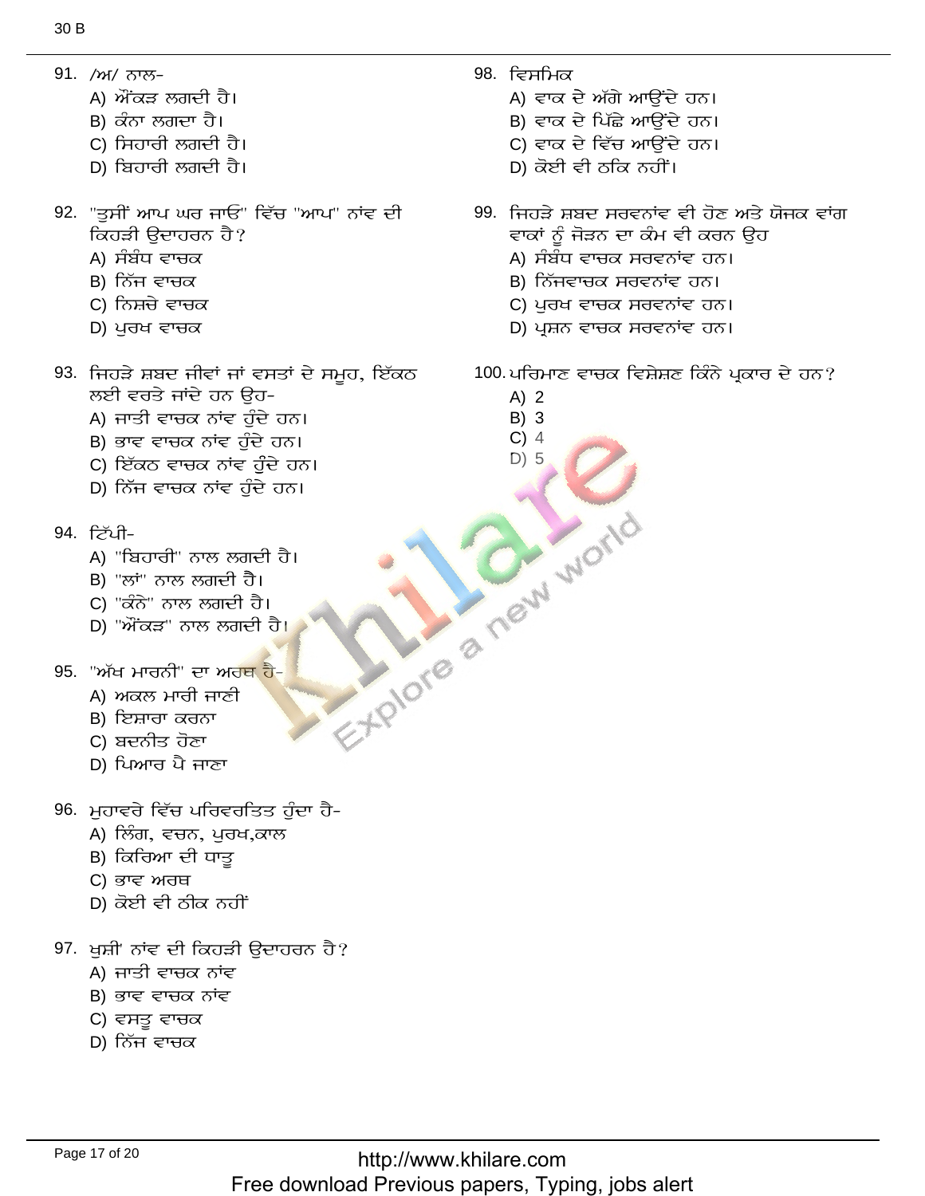91. /ਅ/ ਨਾਲ-
   A) ਔਂਕੜ ਲਗਦੀ ਹੈ।
   B) ਕੰਨਾ ਲਗਦਾ ਹੈ।
   C) ਸਿਹਾਰੀ ਲਗਦੀ ਹੈ।
   D) ਬਿਹਾਰੀ ਲਗਦੀ ਹੈ।

92. "ਤੁਸੀਂ ਆਪ ਘਰ ਜਾਓ" ਵਿੱਚ "ਆਪ" ਨਾਂਵ ਦੀ ਕਿਹੜੀ ਉਦਾਹਰਨ ਹੈ?
   A) ਸੰਬੰਧ ਵਾਚਕ
   B) ਨਿੱਜ ਵਾਚਕ
   C) ਨਿਸ਼ਚੇ ਵਾਚਕ
   D) ਪੁਰਖ ਵਾਚਕ

93. ਜਿਹੜੇ ਸ਼ਬਦ ਜੀਵਾਂ ਜਾਂ ਵਸਤਾਂ ਦੇ ਸਮੂਹ, ਇੱਕਠ ਲਈ ਵਰਤੇ ਜਾਂਦੇ ਹਨ ਉਹ-
   A) ਜਾਤੀ ਵਾਚਕ ਨਾਂਵ ਹੁੰਦੇ ਹਨ।
   B) ਭਾਵ ਵਾਚਕ ਨਾਂਵ ਹੁੰਦੇ ਹਨ।
   C) ਇੱਕਠ ਵਾਚਕ ਨਾਂਵ ਹੁੰਦੇ ਹਨ।
   D) ਨਿੱਜ ਵਾਚਕ ਨਾਂਵ ਹੁੰਦੇ ਹਨ।

94. ਟਿੱਪੀ-
   A) "ਬਿਹਾਰੀ" ਨਾਲ ਲਗਦੀ ਹੈ।
   B) "ਲਾਂ" ਨਾਲ ਲਗਦੀ ਹੈ।
   C) "ਕੰਨੇ" ਨਾਲ ਲਗਦੀ ਹੈ।
   D) "ਔਂਕੜ" ਨਾਲ ਲਗਦੀ ਹੈ।

95. "ਅੱਖ ਮਾਰਨੀ" ਦਾ ਅਰਥ ਹੈ-
   A) ਅਕਲ ਮਾਰੀ ਜਾਣੀ
   B) ਇਸ਼ਾਰਾ ਕਰਨਾ
   C) ਬਦਨੀਤ ਹੋਣਾ
   D) ਪਿਆਰ ਪੈ ਜਾਣਾ

96. ਮੁਹਾਵਰੇ ਵਿੱਚ ਪਰਿਵਰਤਿਤ ਹੁੰਦਾ ਹੈ-
   A) ਲਿੰਗ, ਵਚਨ, ਪੁਰਖ,ਕਾਲ
   B) ਕਿਰਿਆ ਦੀ ਧਾਤੂ
   C) ਭਾਵ ਅਰਥ
   D) ਕੋਈ ਵੀ ਠੀਕ ਨਹੀਂ

97. ਖੁਸ਼ੀ' ਨਾਂਵ ਦੀ ਕਿਹੜੀ ਉਦਾਹਰਨ ਹੈ?
   A) ਜਾਤੀ ਵਾਚਕ ਨਾਂਵ
   B) ਭਾਵ ਵਾਚਕ ਨਾਂਵ
   C) ਵਸਤੂ ਵਾਚਕ
   D) ਨਿੱਜ ਵਾਚਕ

98. ਵਿਸਮਿਕ
   A) ਵਾਕ ਦੇ ਅੱਗੇ ਆਉਂਦੇ ਹਨ।
   B) ਵਾਕ ਦੇ ਪਿੱਛੇ ਆਉਂਦੇ ਹਨ।
   C) ਵਾਕ ਦੇ ਵਿੱਚ ਆਉਂਦੇ ਹਨ।
   D) ਕੋਈ ਵੀ ਠਕਿ ਨਹੀਂ।

99. ਜਿਹੜੇ ਸ਼ਬਦ ਸਰਵਨਾਂਵ ਵੀ ਹੋਣ ਅਤੇ ਯੋਜਕ ਵਾਂਗ ਵਾਕਾਂ ਨੂੰ ਜੋੜਨ ਦਾ ਕੰਮ ਵੀ ਕਰਨ ਉਹ
   A) ਸੰਬੰਧ ਵਾਚਕ ਸਰਵਨਾਂਵ ਹਨ।
   B) ਨਿੱਜਵਾਚਕ ਸਰਵਨਾਂਵ ਹਨ।
   C) ਪੁਰਖ ਵਾਚਕ ਸਰਵਨਾਂਵ ਹਨ।
   D) ਪ੍ਰਸ਼ਨ ਵਾਚਕ ਸਰਵਨਾਂਵ ਹਨ।

100. ਪਰਿਮਾਣ ਵਾਚਕ ਵਿਸ਼ੇਸ਼ਣ ਕਿੰਨੇ ਪ੍ਰਕਾਰ ਦੇ ਹਨ?
   A) 2
   B) 3
   C) 4
   D) 5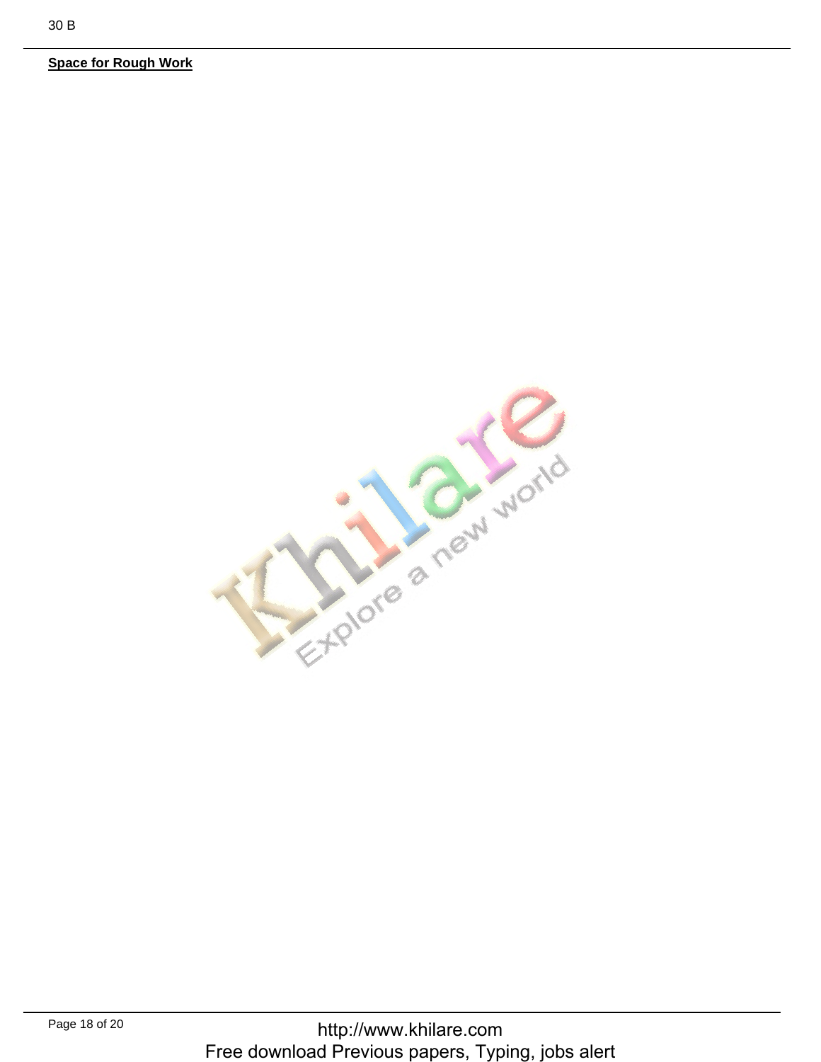**Space for Rough Work**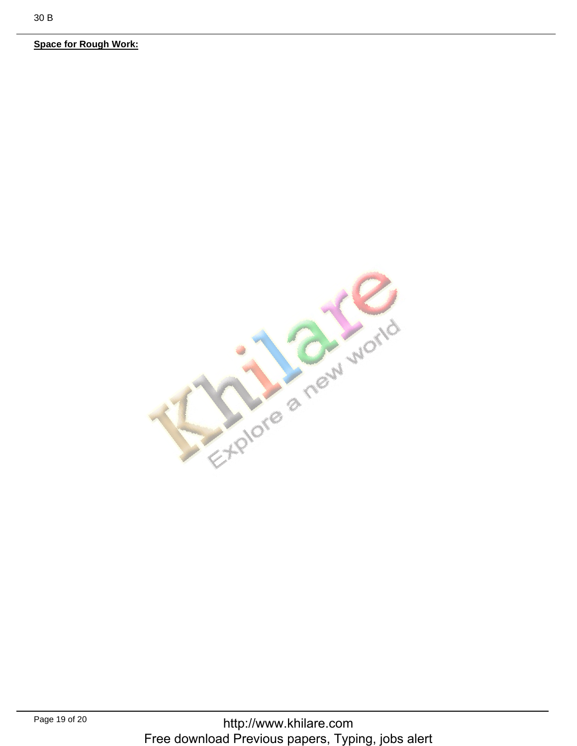**Space for Rough Work:**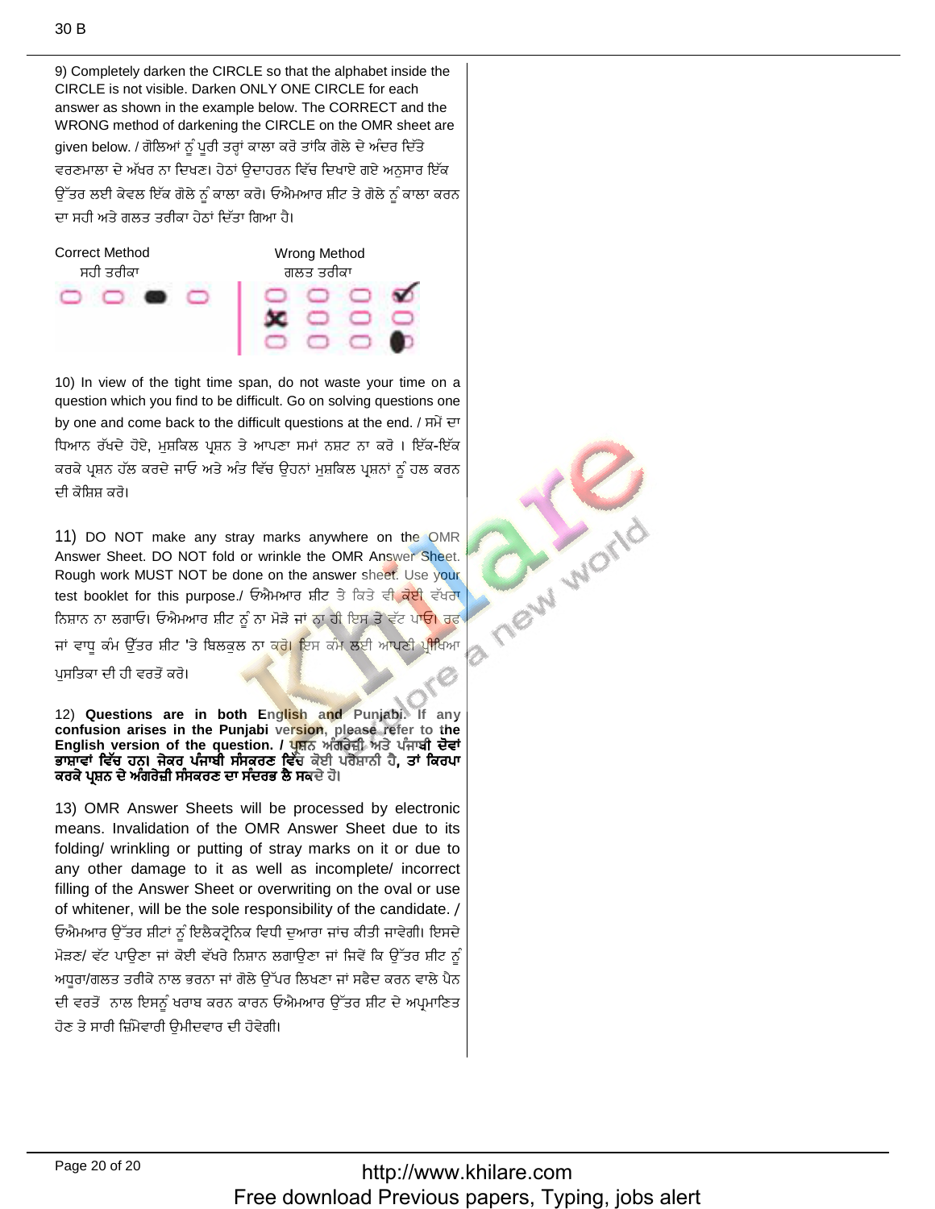9) Completely darken the CIRCLE so that the alphabet inside the CIRCLE is not visible. Darken ONLY ONE CIRCLE for each answer as shown in the example below. The CORRECT and the WRONG method of darkening the CIRCLE on the OMR sheet are given below. / ਗੋਲਿਆਂ ਨੂੰ ਪੂਰੀ ਤਰ੍ਹਾਂ ਕਾਲਾ ਕਰੋ ਤਾਂਕਿ ਗੋਲੇ ਦੇ ਅੰਦਰ ਦਿੱਤੇ ਵਰਣਮਾਲਾ ਦੇ ਅੱਖਰ ਨਾ ਦਿਖਣ। ਹੇਠਾਂ ਉਦਾਹਰਨ ਵਿੱਚ ਦਿਖਾਏ ਗਏ ਅਨੁਸਾਰ ਇੱਕ ਉੱਤਰ ਲਈ ਕੇਵਲ ਇੱਕ ਗੋਲੇ ਨੂੰ ਕਾਲਾ ਕਰੋ। ਓਐਮਆਰ ਸ਼ੀਟ ਤੇ ਗੋਲੇ ਨੂੰ ਕਾਲਾ ਕਰਨ ਦਾ ਸਹੀ ਅਤੇ ਗਲਤ ਤਰੀਕਾ ਹੇਠਾਂ ਦਿੱਤਾ ਗਿਆ ਹੈ।

Correct Method
ਸਹੀ ਤਰੀਕਾ

Wrong Method
ਗਲਤ ਤਰੀਕਾ

10) In view of the tight time span, do not waste your time on a question which you find to be difficult. Go on solving questions one by one and come back to the difficult questions at the end. / ਸਮੇਂ ਦਾ ਧਿਆਨ ਰੱਖਦੇ ਹੋਏ, ਮੁਸ਼ਕਿਲ ਪ੍ਰਸ਼ਨ ਤੇ ਆਪਣਾ ਸਮਾਂ ਨਸ਼ਟ ਨਾ ਕਰੋ । ਇੱਕ-ਇੱਕ ਕਰਕੇ ਪ੍ਰਸ਼ਨ ਹੱਲ ਕਰਦੇ ਜਾਓ ਅਤੇ ਅੰਤ ਵਿੱਚ ਉਹਨਾਂ ਮੁਸ਼ਕਿਲ ਪ੍ਰਸ਼ਨਾਂ ਨੂੰ ਹਲ ਕਰਨ ਦੀ ਕੋਸ਼ਿਸ਼ ਕਰੋ।

11) DO NOT make any stray marks anywhere on the OMR Answer Sheet. DO NOT fold or wrinkle the OMR Answer Sheet. Rough work MUST NOT be done on the answer sheet. Use your test booklet for this purpose./ ਓਐਮਆਰ ਸ਼ੀਟ ਤੇ ਕਿਤੇ ਵੀ ਕੋਈ ਵੱਖਰਾ ਨਿਸ਼ਾਨ ਨਾ ਲਗਾਓ। ਓਐਮਆਰ ਸ਼ੀਟ ਨੂੰ ਨਾ ਮੋੜੋ ਜਾਂ ਨਾ ਹੀ ਇਸ ਤੇ ਵੱਟ ਪਾਓ। ਰਫ ਜਾਂ ਵਾਧੂ ਕੰਮ ਉੱਤਰ ਸ਼ੀਟ 'ਤੇ ਬਿਲਕੁਲ ਨਾ ਕਰੋ। ਇਸ ਕੰਮ ਲਈ ਆਪਣੀ ਪ੍ਰੀਖਿਆ ਪੁਸਤਿਕਾ ਦੀ ਹੀ ਵਰਤੋਂ ਕਰੋ।

12) **Questions are in both English and Punjabi. If any confusion arises in the Punjabi version, please refer to the English version of the question. / ਪ੍ਰਸ਼ਨ ਅੰਗਰੇਜ਼ੀ ਅਤੇ ਪੰਜਾਬੀ ਦੋਵਾਂ ਭਾਸ਼ਾਵਾਂ ਵਿੱਚ ਹਨ। ਜੇਕਰ ਪੰਜਾਬੀ ਸੰਸਕਰਣ ਵਿੱਚ ਕੋਈ ਪਰੇਸ਼ਾਨੀ ਹੈ, ਤਾਂ ਕਿਰਪਾ ਕਰਕੇ ਪ੍ਰਸ਼ਨ ਦੇ ਅੰਗਰੇਜ਼ੀ ਸੰਸਕਰਣ ਦਾ ਸੰਦਰਭ ਲੈ ਸਕਦੇ ਹੋ।**

13) OMR Answer Sheets will be processed by electronic means. Invalidation of the OMR Answer Sheet due to its folding/ wrinkling or putting of stray marks on it or due to any other damage to it as well as incomplete/ incorrect filling of the Answer Sheet or overwriting on the oval or use of whitener, will be the sole responsibility of the candidate. / ਓਐਮਆਰ ਉੱਤਰ ਸ਼ੀਟਾਂ ਨੂੰ ਇਲੈਕਟ੍ਰੋਨਿਕ ਵਿਧੀ ਦੁਆਰਾ ਜਾਂਚ ਕੀਤੀ ਜਾਵੇਗੀ। ਇਸਦੇ ਮੋੜਣ/ ਵੱਟ ਪਾਉਣਾ ਜਾਂ ਕੋਈ ਵੱਖਰੇ ਨਿਸ਼ਾਨ ਲਗਾਉਣਾ ਜਾਂ ਜਿਵੇਂ ਕਿ ਉੱਤਰ ਸ਼ੀਟ ਨੂੰ ਅਧੂਰਾ/ਗਲਤ ਤਰੀਕੇ ਨਾਲ ਭਰਨਾ ਜਾਂ ਗੋਲੇ ਉੱਪਰ ਲਿਖਣਾ ਜਾਂ ਸਫੇਦ ਕਰਨ ਵਾਲੇ ਪੈਨ ਦੀ ਵਰਤੋਂ ਨਾਲ ਇਸਨੂੰ ਖਰਾਬ ਕਰਨ ਕਾਰਨ ਓਐਮਆਰ ਉੱਤਰ ਸ਼ੀਟ ਦੇ ਅਪ੍ਰਮਾਣਿਤ ਹੋਣ ਤੇ ਸਾਰੀ ਜ਼ਿੰਮੇਵਾਰੀ ਉਮੀਦਵਾਰ ਦੀ ਹੋਵੇਗੀ।